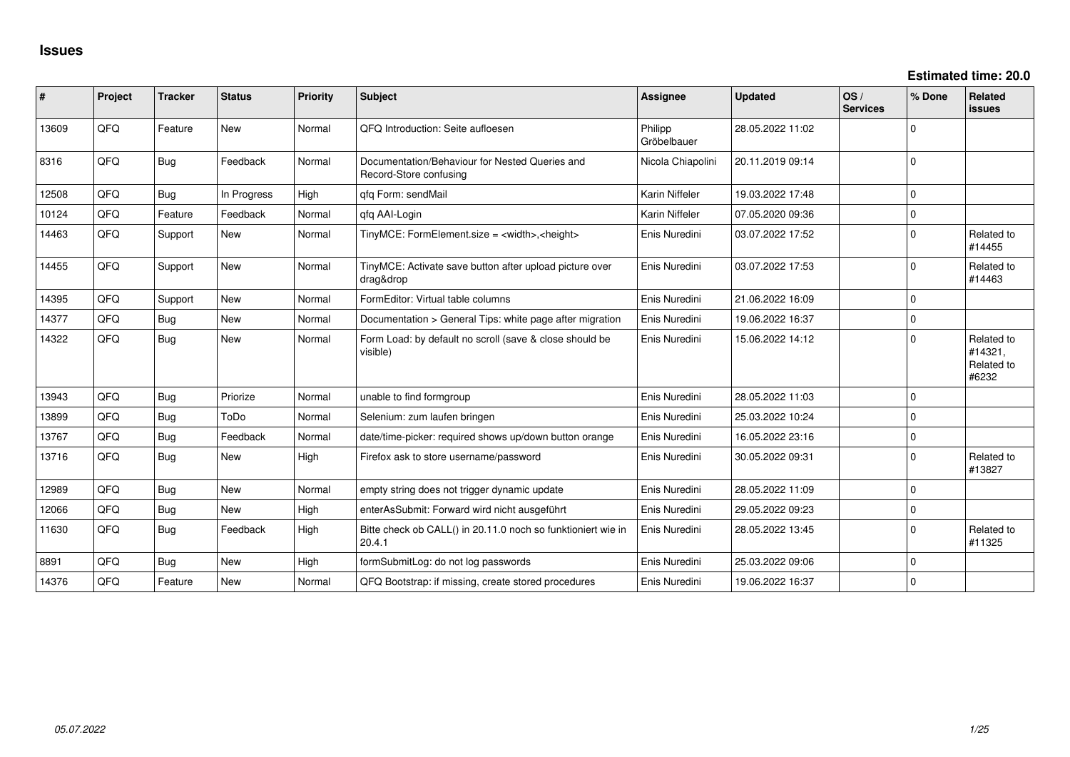# Issues

**Estimated time: 20.0**

| # | Project | Tracker | Status | Priority | Subject | Assignee | Updated | OS / Services | % Done | Related issues |
|---|---|---|---|---|---|---|---|---|---|---|
| 13609 | QFQ | Feature | New | Normal | QFQ Introduction: Seite aufloesen | Philipp Gröbelbauer | 28.05.2022 11:02 | | 0 | |
| 8316 | QFQ | Bug | Feedback | Normal | Documentation/Behaviour for Nested Queries and Record-Store confusing | Nicola Chiapolini | 20.11.2019 09:14 | | 0 | |
| 12508 | QFQ | Bug | In Progress | High | qfq Form: sendMail | Karin Niffeler | 19.03.2022 17:48 | | 0 | |
| 10124 | QFQ | Feature | Feedback | Normal | qfq AAI-Login | Karin Niffeler | 07.05.2020 09:36 | | 0 | |
| 14463 | QFQ | Support | New | Normal | TinyMCE: FormElement.size = <width>,<height> | Enis Nuredini | 03.07.2022 17:52 | | 0 | Related to #14455 |
| 14455 | QFQ | Support | New | Normal | TinyMCE: Activate save button after upload picture over drag&drop | Enis Nuredini | 03.07.2022 17:53 | | 0 | Related to #14463 |
| 14395 | QFQ | Support | New | Normal | FormEditor: Virtual table columns | Enis Nuredini | 21.06.2022 16:09 | | 0 | |
| 14377 | QFQ | Bug | New | Normal | Documentation > General Tips: white page after migration | Enis Nuredini | 19.06.2022 16:37 | | 0 | |
| 14322 | QFQ | Bug | New | Normal | Form Load: by default no scroll (save & close should be visible) | Enis Nuredini | 15.06.2022 14:12 | | 0 | Related to #14321, Related to #6232 |
| 13943 | QFQ | Bug | Priorize | Normal | unable to find formgroup | Enis Nuredini | 28.05.2022 11:03 | | 0 | |
| 13899 | QFQ | Bug | ToDo | Normal | Selenium: zum laufen bringen | Enis Nuredini | 25.03.2022 10:24 | | 0 | |
| 13767 | QFQ | Bug | Feedback | Normal | date/time-picker: required shows up/down button orange | Enis Nuredini | 16.05.2022 23:16 | | 0 | |
| 13716 | QFQ | Bug | New | High | Firefox ask to store username/password | Enis Nuredini | 30.05.2022 09:31 | | 0 | Related to #13827 |
| 12989 | QFQ | Bug | New | Normal | empty string does not trigger dynamic update | Enis Nuredini | 28.05.2022 11:09 | | 0 | |
| 12066 | QFQ | Bug | New | High | enterAsSubmit: Forward wird nicht ausgeführt | Enis Nuredini | 29.05.2022 09:23 | | 0 | |
| 11630 | QFQ | Bug | Feedback | High | Bitte check ob CALL() in 20.11.0 noch so funktioniert wie in 20.4.1 | Enis Nuredini | 28.05.2022 13:45 | | 0 | Related to #11325 |
| 8891 | QFQ | Bug | New | High | formSubmitLog: do not log passwords | Enis Nuredini | 25.03.2022 09:06 | | 0 | |
| 14376 | QFQ | Feature | New | Normal | QFQ Bootstrap: if missing, create stored procedures | Enis Nuredini | 19.06.2022 16:37 | | 0 | |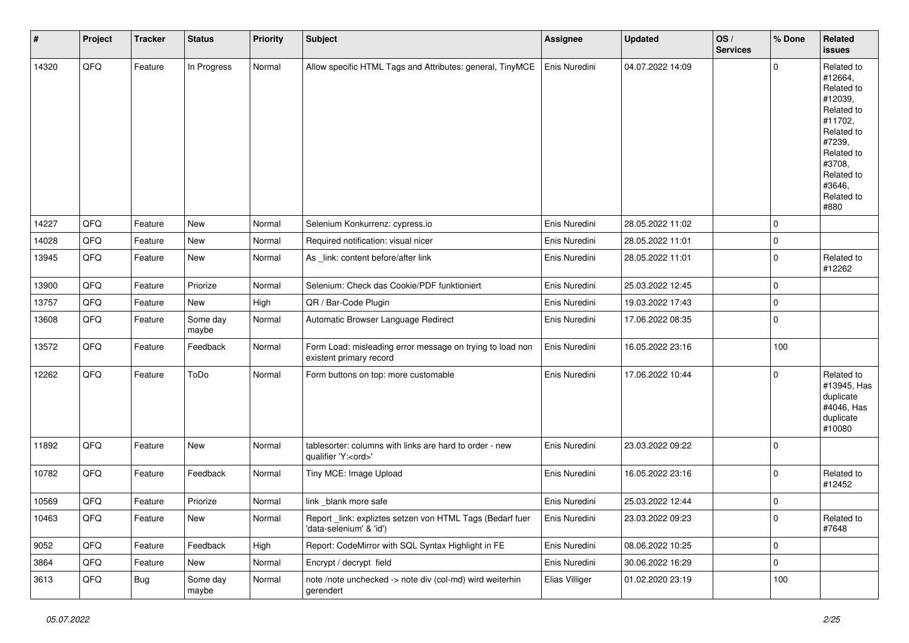| # | Project | Tracker | Status | Priority | Subject | Assignee | Updated | OS / Services | % Done | Related issues |
|---|---|---|---|---|---|---|---|---|---|---|
| 14320 | QFQ | Feature | In Progress | Normal | Allow specific HTML Tags and Attributes: general, TinyMCE | Enis Nuredini | 04.07.2022 14:09 | | 0 | Related to #12664, Related to #12039, Related to #11702, Related to #7239, Related to #3708, Related to #3646, Related to #880 |
| 14227 | QFQ | Feature | New | Normal | Selenium Konkurrenz: cypress.io | Enis Nuredini | 28.05.2022 11:02 | | 0 | |
| 14028 | QFQ | Feature | New | Normal | Required notification: visual nicer | Enis Nuredini | 28.05.2022 11:01 | | 0 | |
| 13945 | QFQ | Feature | New | Normal | As _link: content before/after link | Enis Nuredini | 28.05.2022 11:01 | | 0 | Related to #12262 |
| 13900 | QFQ | Feature | Priorize | Normal | Selenium: Check das Cookie/PDF funktioniert | Enis Nuredini | 25.03.2022 12:45 | | 0 | |
| 13757 | QFQ | Feature | New | High | QR / Bar-Code Plugin | Enis Nuredini | 19.03.2022 17:43 | | 0 | |
| 13608 | QFQ | Feature | Some day maybe | Normal | Automatic Browser Language Redirect | Enis Nuredini | 17.06.2022 08:35 | | 0 | |
| 13572 | QFQ | Feature | Feedback | Normal | Form Load: misleading error message on trying to load non existent primary record | Enis Nuredini | 16.05.2022 23:16 | | 100 | |
| 12262 | QFQ | Feature | ToDo | Normal | Form buttons on top: more customable | Enis Nuredini | 17.06.2022 10:44 | | 0 | Related to #13945, Has duplicate #4046, Has duplicate #10080 |
| 11892 | QFQ | Feature | New | Normal | tablesorter: columns with links are hard to order - new qualifier 'Y:<ord>' | Enis Nuredini | 23.03.2022 09:22 | | 0 | |
| 10782 | QFQ | Feature | Feedback | Normal | Tiny MCE: Image Upload | Enis Nuredini | 16.05.2022 23:16 | | 0 | Related to #12452 |
| 10569 | QFQ | Feature | Priorize | Normal | link _blank more safe | Enis Nuredini | 25.03.2022 12:44 | | 0 | |
| 10463 | QFQ | Feature | New | Normal | Report _link: expliztes setzen von HTML Tags (Bedarf fuer 'data-selenium' & 'id') | Enis Nuredini | 23.03.2022 09:23 | | 0 | Related to #7648 |
| 9052 | QFQ | Feature | Feedback | High | Report: CodeMirror with SQL Syntax Highlight in FE | Enis Nuredini | 08.06.2022 10:25 | | 0 | |
| 3864 | QFQ | Feature | New | Normal | Encrypt / decrypt field | Enis Nuredini | 30.06.2022 16:29 | | 0 | |
| 3613 | QFQ | Bug | Some day maybe | Normal | note /note unchecked -> note div (col-md) wird weiterhin gerendert | Elias Villiger | 01.02.2020 23:19 | | 100 | |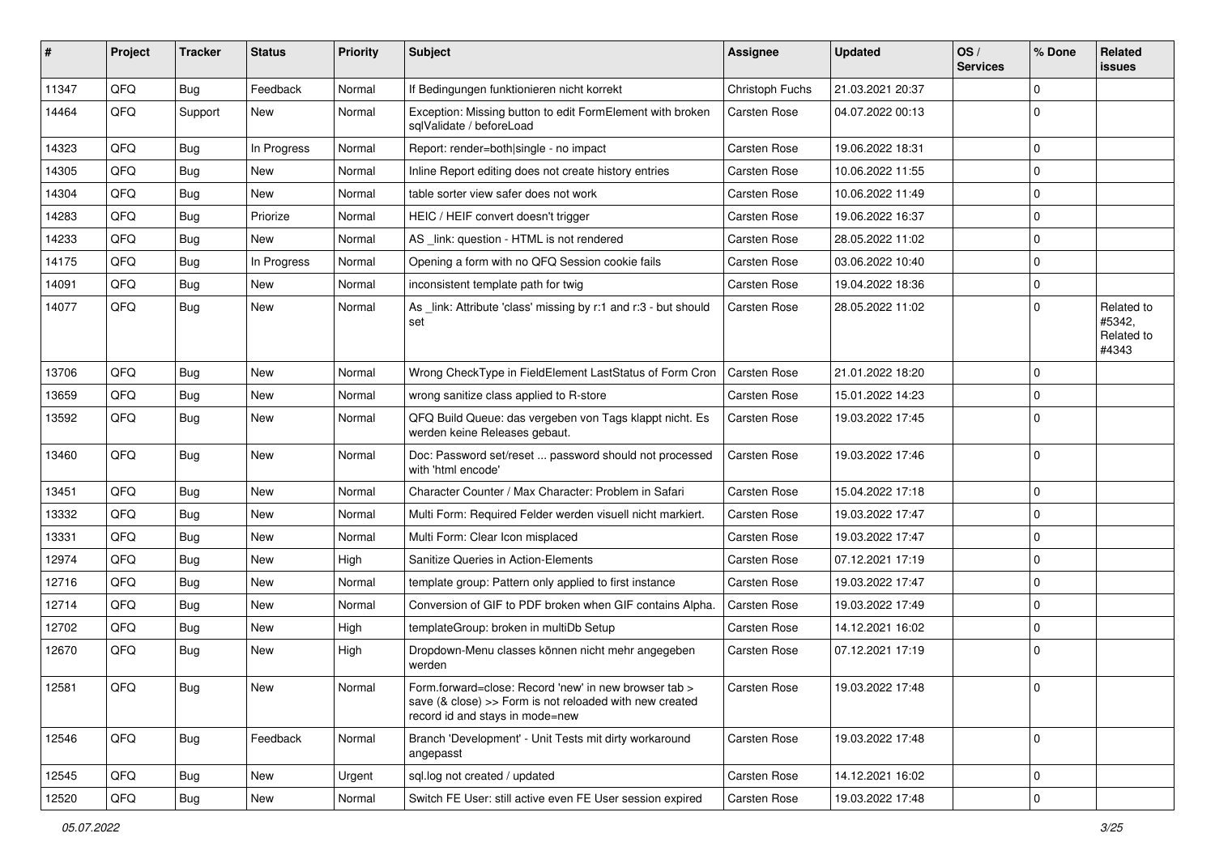| # | Project | Tracker | Status | Priority | Subject | Assignee | Updated | OS / Services | % Done | Related issues |
|---|---|---|---|---|---|---|---|---|---|---|
| 11347 | QFQ | Bug | Feedback | Normal | If Bedingungen funktionieren nicht korrekt | Christoph Fuchs | 21.03.2021 20:37 | | 0 | |
| 14464 | QFQ | Support | New | Normal | Exception: Missing button to edit FormElement with broken sqlValidate / beforeLoad | Carsten Rose | 04.07.2022 00:13 | | 0 | |
| 14323 | QFQ | Bug | In Progress | Normal | Report: render=both|single - no impact | Carsten Rose | 19.06.2022 18:31 | | 0 | |
| 14305 | QFQ | Bug | New | Normal | Inline Report editing does not create history entries | Carsten Rose | 10.06.2022 11:55 | | 0 | |
| 14304 | QFQ | Bug | New | Normal | table sorter view safer does not work | Carsten Rose | 10.06.2022 11:49 | | 0 | |
| 14283 | QFQ | Bug | Priorize | Normal | HEIC / HEIF convert doesn't trigger | Carsten Rose | 19.06.2022 16:37 | | 0 | |
| 14233 | QFQ | Bug | New | Normal | AS _link: question - HTML is not rendered | Carsten Rose | 28.05.2022 11:02 | | 0 | |
| 14175 | QFQ | Bug | In Progress | Normal | Opening a form with no QFQ Session cookie fails | Carsten Rose | 03.06.2022 10:40 | | 0 | |
| 14091 | QFQ | Bug | New | Normal | inconsistent template path for twig | Carsten Rose | 19.04.2022 18:36 | | 0 | |
| 14077 | QFQ | Bug | New | Normal | As _link: Attribute 'class' missing by r:1 and r:3 - but should set | Carsten Rose | 28.05.2022 11:02 | | 0 | Related to #5342, Related to #4343 |
| 13706 | QFQ | Bug | New | Normal | Wrong CheckType in FieldElement LastStatus of Form Cron | Carsten Rose | 21.01.2022 18:20 | | 0 | |
| 13659 | QFQ | Bug | New | Normal | wrong sanitize class applied to R-store | Carsten Rose | 15.01.2022 14:23 | | 0 | |
| 13592 | QFQ | Bug | New | Normal | QFQ Build Queue: das vergeben von Tags klappt nicht. Es werden keine Releases gebaut. | Carsten Rose | 19.03.2022 17:45 | | 0 | |
| 13460 | QFQ | Bug | New | Normal | Doc: Password set/reset ... password should not processed with 'html encode' | Carsten Rose | 19.03.2022 17:46 | | 0 | |
| 13451 | QFQ | Bug | New | Normal | Character Counter / Max Character: Problem in Safari | Carsten Rose | 15.04.2022 17:18 | | 0 | |
| 13332 | QFQ | Bug | New | Normal | Multi Form: Required Felder werden visuell nicht markiert. | Carsten Rose | 19.03.2022 17:47 | | 0 | |
| 13331 | QFQ | Bug | New | Normal | Multi Form: Clear Icon misplaced | Carsten Rose | 19.03.2022 17:47 | | 0 | |
| 12974 | QFQ | Bug | New | High | Sanitize Queries in Action-Elements | Carsten Rose | 07.12.2021 17:19 | | 0 | |
| 12716 | QFQ | Bug | New | Normal | template group: Pattern only applied to first instance | Carsten Rose | 19.03.2022 17:47 | | 0 | |
| 12714 | QFQ | Bug | New | Normal | Conversion of GIF to PDF broken when GIF contains Alpha. | Carsten Rose | 19.03.2022 17:49 | | 0 | |
| 12702 | QFQ | Bug | New | High | templateGroup: broken in multiDb Setup | Carsten Rose | 14.12.2021 16:02 | | 0 | |
| 12670 | QFQ | Bug | New | High | Dropdown-Menu classes können nicht mehr angegeben werden | Carsten Rose | 07.12.2021 17:19 | | 0 | |
| 12581 | QFQ | Bug | New | Normal | Form.forward=close: Record 'new' in new browser tab > save (& close) >> Form is not reloaded with new created record id and stays in mode=new | Carsten Rose | 19.03.2022 17:48 | | 0 | |
| 12546 | QFQ | Bug | Feedback | Normal | Branch 'Development' - Unit Tests mit dirty workaround angepasst | Carsten Rose | 19.03.2022 17:48 | | 0 | |
| 12545 | QFQ | Bug | New | Urgent | sql.log not created / updated | Carsten Rose | 14.12.2021 16:02 | | 0 | |
| 12520 | QFQ | Bug | New | Normal | Switch FE User: still active even FE User session expired | Carsten Rose | 19.03.2022 17:48 | | 0 | |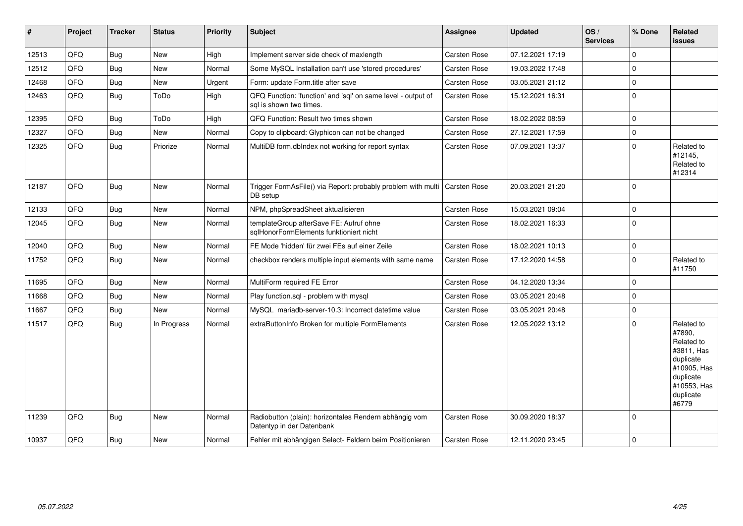| # | Project | Tracker | Status | Priority | Subject | Assignee | Updated | OS / Services | % Done | Related issues |
|---|---|---|---|---|---|---|---|---|---|---|
| 12513 | QFQ | Bug | New | High | Implement server side check of maxlength | Carsten Rose | 07.12.2021 17:19 | | 0 | |
| 12512 | QFQ | Bug | New | Normal | Some MySQL Installation can't use 'stored procedures' | Carsten Rose | 19.03.2022 17:48 | | 0 | |
| 12468 | QFQ | Bug | New | Urgent | Form: update Form.title after save | Carsten Rose | 03.05.2021 21:12 | | 0 | |
| 12463 | QFQ | Bug | ToDo | High | QFQ Function: 'function' and 'sql' on same level - output of sql is shown two times. | Carsten Rose | 15.12.2021 16:31 | | 0 | |
| 12395 | QFQ | Bug | ToDo | High | QFQ Function: Result two times shown | Carsten Rose | 18.02.2022 08:59 | | 0 | |
| 12327 | QFQ | Bug | New | Normal | Copy to clipboard: Glyphicon can not be changed | Carsten Rose | 27.12.2021 17:59 | | 0 | |
| 12325 | QFQ | Bug | Priorize | Normal | MultiDB form.dbIndex not working for report syntax | Carsten Rose | 07.09.2021 13:37 | | 0 | Related to #12145, Related to #12314 |
| 12187 | QFQ | Bug | New | Normal | Trigger FormAsFile() via Report: probably problem with multi DB setup | Carsten Rose | 20.03.2021 21:20 | | 0 | |
| 12133 | QFQ | Bug | New | Normal | NPM, phpSpreadSheet aktualisieren | Carsten Rose | 15.03.2021 09:04 | | 0 | |
| 12045 | QFQ | Bug | New | Normal | templateGroup afterSave FE: Aufruf ohne sqlHonorFormElements funktioniert nicht | Carsten Rose | 18.02.2021 16:33 | | 0 | |
| 12040 | QFQ | Bug | New | Normal | FE Mode 'hidden' für zwei FEs auf einer Zeile | Carsten Rose | 18.02.2021 10:13 | | 0 | |
| 11752 | QFQ | Bug | New | Normal | checkbox renders multiple input elements with same name | Carsten Rose | 17.12.2020 14:58 | | 0 | Related to #11750 |
| 11695 | QFQ | Bug | New | Normal | MultiForm required FE Error | Carsten Rose | 04.12.2020 13:34 | | 0 | |
| 11668 | QFQ | Bug | New | Normal | Play function.sql - problem with mysql | Carsten Rose | 03.05.2021 20:48 | | 0 | |
| 11667 | QFQ | Bug | New | Normal | MySQL mariadb-server-10.3: Incorrect datetime value | Carsten Rose | 03.05.2021 20:48 | | 0 | |
| 11517 | QFQ | Bug | In Progress | Normal | extraButtonInfo Broken for multiple FormElements | Carsten Rose | 12.05.2022 13:12 | | 0 | Related to #7890, Related to #3811, Has duplicate #10905, Has duplicate #10553, Has duplicate #6779 |
| 11239 | QFQ | Bug | New | Normal | Radiobutton (plain): horizontales Rendern abhängig vom Datentyp in der Datenbank | Carsten Rose | 30.09.2020 18:37 | | 0 | |
| 10937 | QFQ | Bug | New | Normal | Fehler mit abhängigen Select- Feldern beim Positionieren | Carsten Rose | 12.11.2020 23:45 | | 0 | |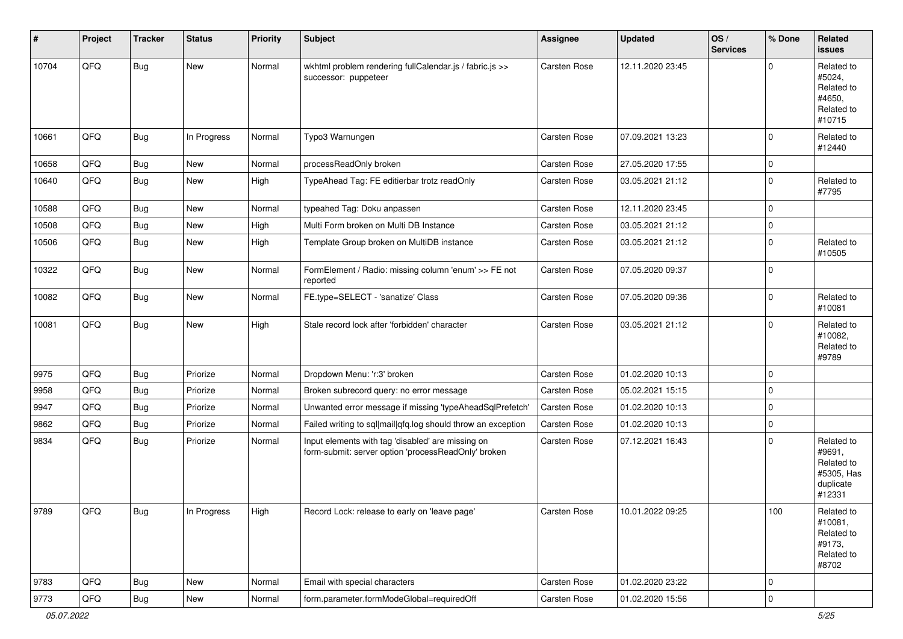| # | Project | Tracker | Status | Priority | Subject | Assignee | Updated | OS / Services | % Done | Related issues |
|---|---|---|---|---|---|---|---|---|---|---|
| 10704 | QFQ | Bug | New | Normal | wkhtml problem rendering fullCalendar.js / fabric.js >> successor: puppeteer | Carsten Rose | 12.11.2020 23:45 | | 0 | Related to #5024, Related to #4650, Related to #10715 |
| 10661 | QFQ | Bug | In Progress | Normal | Typo3 Warnungen | Carsten Rose | 07.09.2021 13:23 | | 0 | Related to #12440 |
| 10658 | QFQ | Bug | New | Normal | processReadOnly broken | Carsten Rose | 27.05.2020 17:55 | | 0 | |
| 10640 | QFQ | Bug | New | High | TypeAhead Tag: FE editierbar trotz readOnly | Carsten Rose | 03.05.2021 21:12 | | 0 | Related to #7795 |
| 10588 | QFQ | Bug | New | Normal | typeahed Tag: Doku anpassen | Carsten Rose | 12.11.2020 23:45 | | 0 | |
| 10508 | QFQ | Bug | New | High | Multi Form broken on Multi DB Instance | Carsten Rose | 03.05.2021 21:12 | | 0 | |
| 10506 | QFQ | Bug | New | High | Template Group broken on MultiDB instance | Carsten Rose | 03.05.2021 21:12 | | 0 | Related to #10505 |
| 10322 | QFQ | Bug | New | Normal | FormElement / Radio: missing column 'enum' >> FE not reported | Carsten Rose | 07.05.2020 09:37 | | 0 | |
| 10082 | QFQ | Bug | New | Normal | FE.type=SELECT - 'sanatize' Class | Carsten Rose | 07.05.2020 09:36 | | 0 | Related to #10081 |
| 10081 | QFQ | Bug | New | High | Stale record lock after 'forbidden' character | Carsten Rose | 03.05.2021 21:12 | | 0 | Related to #10082, Related to #9789 |
| 9975 | QFQ | Bug | Priorize | Normal | Dropdown Menu: 'r:3' broken | Carsten Rose | 01.02.2020 10:13 | | 0 | |
| 9958 | QFQ | Bug | Priorize | Normal | Broken subrecord query: no error message | Carsten Rose | 05.02.2021 15:15 | | 0 | |
| 9947 | QFQ | Bug | Priorize | Normal | Unwanted error message if missing 'typeAheadSqlPrefetch' | Carsten Rose | 01.02.2020 10:13 | | 0 | |
| 9862 | QFQ | Bug | Priorize | Normal | Failed writing to sql\|mail\|qfq.log should throw an exception | Carsten Rose | 01.02.2020 10:13 | | 0 | |
| 9834 | QFQ | Bug | Priorize | Normal | Input elements with tag 'disabled' are missing on form-submit: server option 'processReadOnly' broken | Carsten Rose | 07.12.2021 16:43 | | 0 | Related to #9691, Related to #5305, Has duplicate #12331 |
| 9789 | QFQ | Bug | In Progress | High | Record Lock: release to early on 'leave page' | Carsten Rose | 10.01.2022 09:25 | | 100 | Related to #10081, Related to #9173, Related to #8702 |
| 9783 | QFQ | Bug | New | Normal | Email with special characters | Carsten Rose | 01.02.2020 23:22 | | 0 | |
| 9773 | QFQ | Bug | New | Normal | form.parameter.formModeGlobal=requiredOff | Carsten Rose | 01.02.2020 15:56 | | 0 | |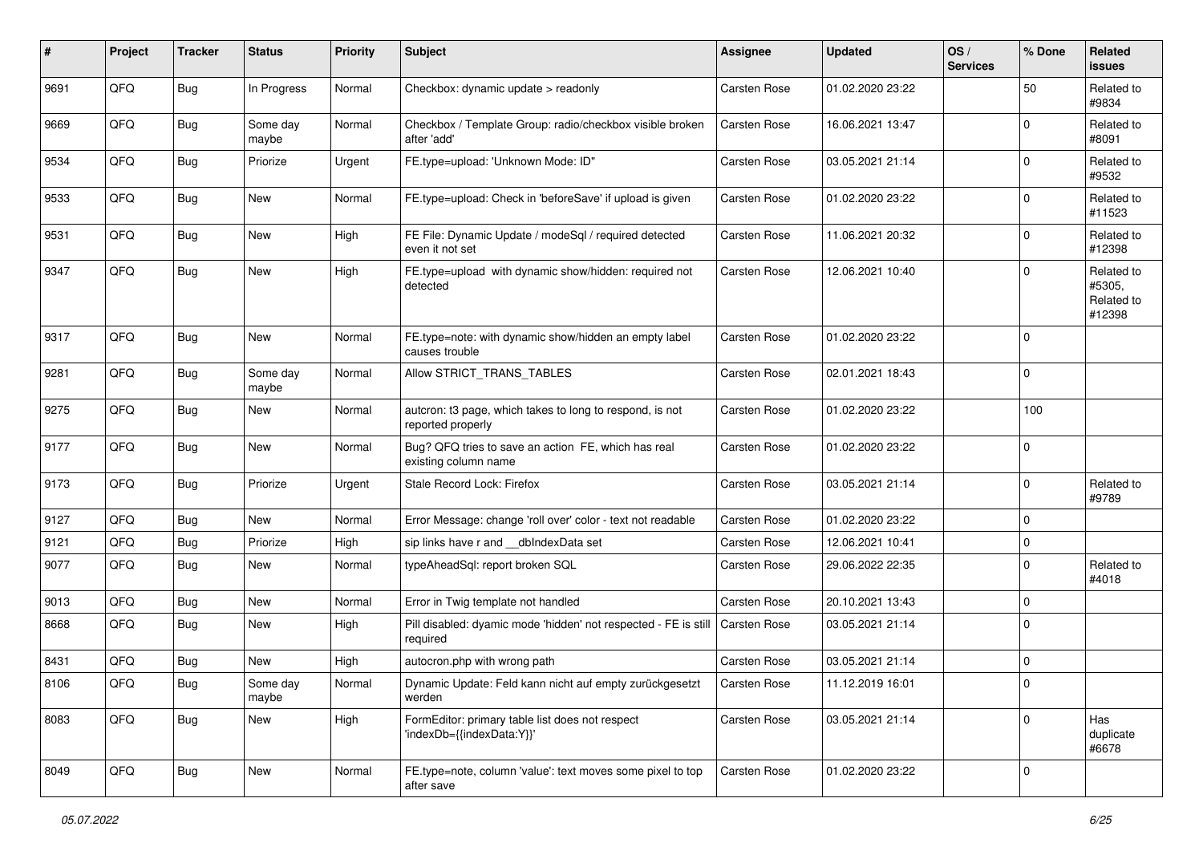| # | Project | Tracker | Status | Priority | Subject | Assignee | Updated | OS / Services | % Done | Related issues |
|---|---|---|---|---|---|---|---|---|---|---|
| 9691 | QFQ | Bug | In Progress | Normal | Checkbox: dynamic update > readonly | Carsten Rose | 01.02.2020 23:22 | | 50 | Related to #9834 |
| 9669 | QFQ | Bug | Some day maybe | Normal | Checkbox / Template Group: radio/checkbox visible broken after 'add' | Carsten Rose | 16.06.2021 13:47 | | 0 | Related to #8091 |
| 9534 | QFQ | Bug | Priorize | Urgent | FE.type=upload: 'Unknown Mode: ID" | Carsten Rose | 03.05.2021 21:14 | | 0 | Related to #9532 |
| 9533 | QFQ | Bug | New | Normal | FE.type=upload: Check in 'beforeSave' if upload is given | Carsten Rose | 01.02.2020 23:22 | | 0 | Related to #11523 |
| 9531 | QFQ | Bug | New | High | FE File: Dynamic Update / modeSql / required detected even it not set | Carsten Rose | 11.06.2021 20:32 | | 0 | Related to #12398 |
| 9347 | QFQ | Bug | New | High | FE.type=upload with dynamic show/hidden: required not detected | Carsten Rose | 12.06.2021 10:40 | | 0 | Related to #5305, Related to #12398 |
| 9317 | QFQ | Bug | New | Normal | FE.type=note: with dynamic show/hidden an empty label causes trouble | Carsten Rose | 01.02.2020 23:22 | | 0 | |
| 9281 | QFQ | Bug | Some day maybe | Normal | Allow STRICT_TRANS_TABLES | Carsten Rose | 02.01.2021 18:43 | | 0 | |
| 9275 | QFQ | Bug | New | Normal | autcron: t3 page, which takes to long to respond, is not reported properly | Carsten Rose | 01.02.2020 23:22 | | 100 | |
| 9177 | QFQ | Bug | New | Normal | Bug? QFQ tries to save an action FE, which has real existing column name | Carsten Rose | 01.02.2020 23:22 | | 0 | |
| 9173 | QFQ | Bug | Priorize | Urgent | Stale Record Lock: Firefox | Carsten Rose | 03.05.2021 21:14 | | 0 | Related to #9789 |
| 9127 | QFQ | Bug | New | Normal | Error Message: change 'roll over' color - text not readable | Carsten Rose | 01.02.2020 23:22 | | 0 | |
| 9121 | QFQ | Bug | Priorize | High | sip links have r and __dbIndexData set | Carsten Rose | 12.06.2021 10:41 | | 0 | |
| 9077 | QFQ | Bug | New | Normal | typeAheadSql: report broken SQL | Carsten Rose | 29.06.2022 22:35 | | 0 | Related to #4018 |
| 9013 | QFQ | Bug | New | Normal | Error in Twig template not handled | Carsten Rose | 20.10.2021 13:43 | | 0 | |
| 8668 | QFQ | Bug | New | High | Pill disabled: dyamic mode 'hidden' not respected - FE is still required | Carsten Rose | 03.05.2021 21:14 | | 0 | |
| 8431 | QFQ | Bug | New | High | autocron.php with wrong path | Carsten Rose | 03.05.2021 21:14 | | 0 | |
| 8106 | QFQ | Bug | Some day maybe | Normal | Dynamic Update: Feld kann nicht auf empty zurückgesetzt werden | Carsten Rose | 11.12.2019 16:01 | | 0 | |
| 8083 | QFQ | Bug | New | High | FormEditor: primary table list does not respect 'indexDb={{indexData:Y}}' | Carsten Rose | 03.05.2021 21:14 | | 0 | Has duplicate #6678 |
| 8049 | QFQ | Bug | New | Normal | FE.type=note, column 'value': text moves some pixel to top after save | Carsten Rose | 01.02.2020 23:22 | | 0 | |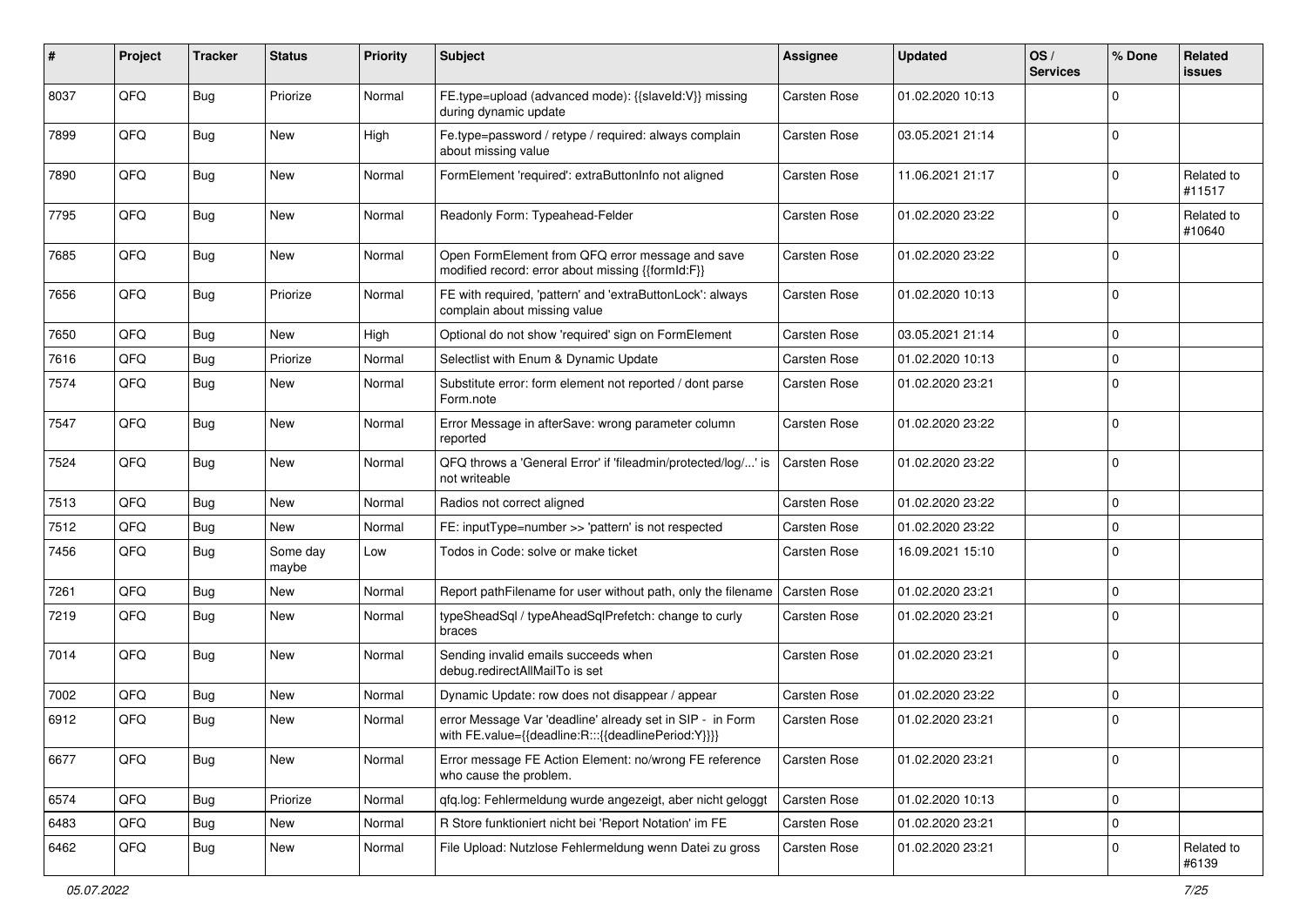| # | Project | Tracker | Status | Priority | Subject | Assignee | Updated | OS / Services | % Done | Related issues |
| --- | --- | --- | --- | --- | --- | --- | --- | --- | --- | --- |
| 8037 | QFQ | Bug | Priorize | Normal | FE.type=upload (advanced mode): {{slaveId:V}} missing during dynamic update | Carsten Rose | 01.02.2020 10:13 | | 0 | |
| 7899 | QFQ | Bug | New | High | Fe.type=password / retype / required: always complain about missing value | Carsten Rose | 03.05.2021 21:14 | | 0 | |
| 7890 | QFQ | Bug | New | Normal | FormElement 'required': extraButtonInfo not aligned | Carsten Rose | 11.06.2021 21:17 | | 0 | Related to #11517 |
| 7795 | QFQ | Bug | New | Normal | Readonly Form: Typeahead-Felder | Carsten Rose | 01.02.2020 23:22 | | 0 | Related to #10640 |
| 7685 | QFQ | Bug | New | Normal | Open FormElement from QFQ error message and save modified record: error about missing {{formId:F}} | Carsten Rose | 01.02.2020 23:22 | | 0 | |
| 7656 | QFQ | Bug | Priorize | Normal | FE with required, 'pattern' and 'extraButtonLock': always complain about missing value | Carsten Rose | 01.02.2020 10:13 | | 0 | |
| 7650 | QFQ | Bug | New | High | Optional do not show 'required' sign on FormElement | Carsten Rose | 03.05.2021 21:14 | | 0 | |
| 7616 | QFQ | Bug | Priorize | Normal | Selectlist with Enum & Dynamic Update | Carsten Rose | 01.02.2020 10:13 | | 0 | |
| 7574 | QFQ | Bug | New | Normal | Substitute error: form element not reported / dont parse Form.note | Carsten Rose | 01.02.2020 23:21 | | 0 | |
| 7547 | QFQ | Bug | New | Normal | Error Message in afterSave: wrong parameter column reported | Carsten Rose | 01.02.2020 23:22 | | 0 | |
| 7524 | QFQ | Bug | New | Normal | QFQ throws a 'General Error' if 'fileadmin/protected/log/...' is not writeable | Carsten Rose | 01.02.2020 23:22 | | 0 | |
| 7513 | QFQ | Bug | New | Normal | Radios not correct aligned | Carsten Rose | 01.02.2020 23:22 | | 0 | |
| 7512 | QFQ | Bug | New | Normal | FE: inputType=number >> 'pattern' is not respected | Carsten Rose | 01.02.2020 23:22 | | 0 | |
| 7456 | QFQ | Bug | Some day maybe | Low | Todos in Code: solve or make ticket | Carsten Rose | 16.09.2021 15:10 | | 0 | |
| 7261 | QFQ | Bug | New | Normal | Report pathFilename for user without path, only the filename | Carsten Rose | 01.02.2020 23:21 | | 0 | |
| 7219 | QFQ | Bug | New | Normal | typeSheadSql / typeAheadSqlPrefetch: change to curly braces | Carsten Rose | 01.02.2020 23:21 | | 0 | |
| 7014 | QFQ | Bug | New | Normal | Sending invalid emails succeeds when debug.redirectAllMailTo is set | Carsten Rose | 01.02.2020 23:21 | | 0 | |
| 7002 | QFQ | Bug | New | Normal | Dynamic Update: row does not disappear / appear | Carsten Rose | 01.02.2020 23:22 | | 0 | |
| 6912 | QFQ | Bug | New | Normal | error Message Var 'deadline' already set in SIP - in Form with FE.value={{deadline:R:::{{deadlinePeriod:Y}}}} | Carsten Rose | 01.02.2020 23:21 | | 0 | |
| 6677 | QFQ | Bug | New | Normal | Error message FE Action Element: no/wrong FE reference who cause the problem. | Carsten Rose | 01.02.2020 23:21 | | 0 | |
| 6574 | QFQ | Bug | Priorize | Normal | qfq.log: Fehlermeldung wurde angezeigt, aber nicht geloggt | Carsten Rose | 01.02.2020 10:13 | | 0 | |
| 6483 | QFQ | Bug | New | Normal | R Store funktioniert nicht bei 'Report Notation' im FE | Carsten Rose | 01.02.2020 23:21 | | 0 | |
| 6462 | QFQ | Bug | New | Normal | File Upload: Nutzlose Fehlermeldung wenn Datei zu gross | Carsten Rose | 01.02.2020 23:21 | | 0 | Related to #6139 |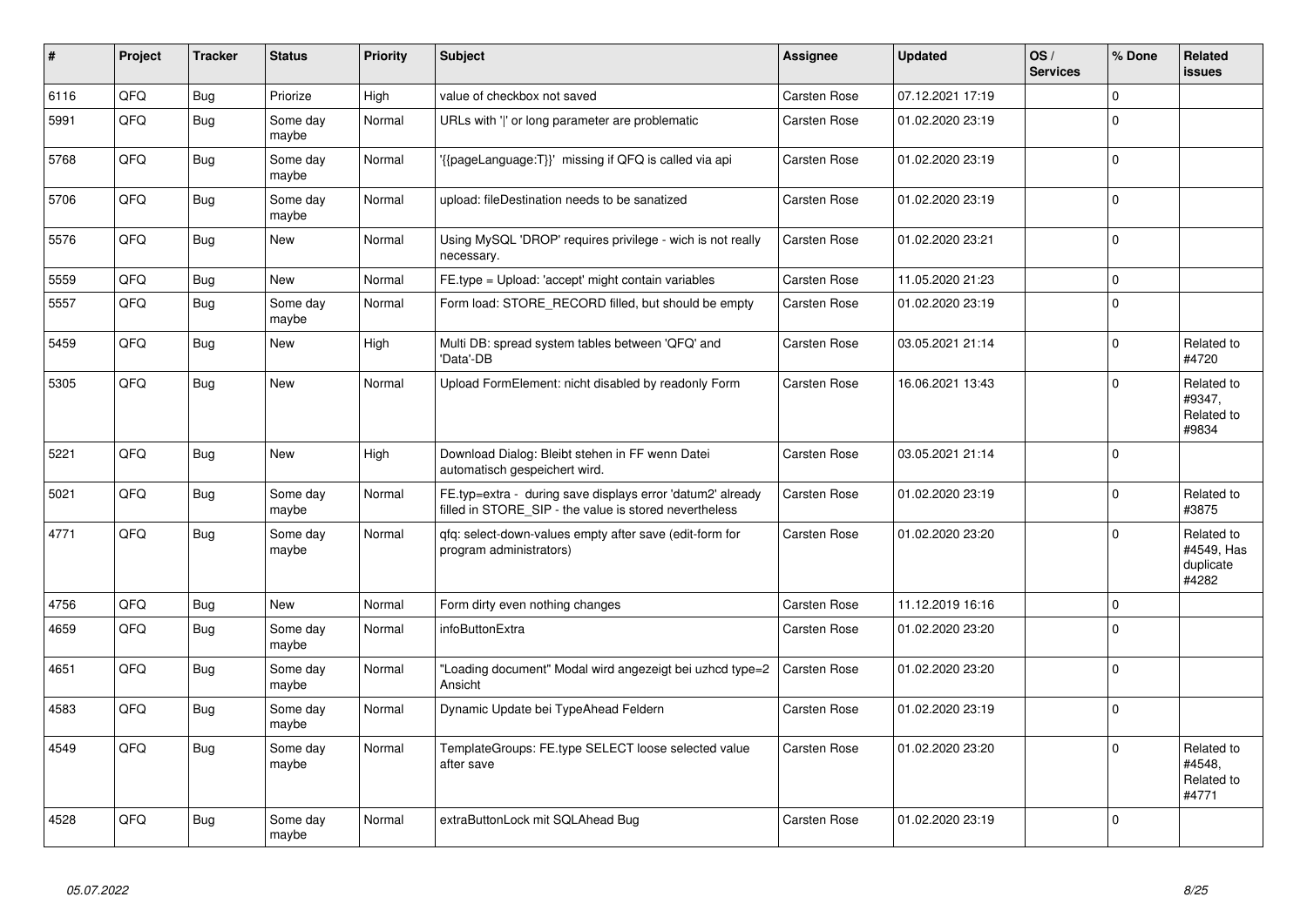| # | Project | Tracker | Status | Priority | Subject | Assignee | Updated | OS / Services | % Done | Related issues |
|---|---|---|---|---|---|---|---|---|---|---|
| 6116 | QFQ | Bug | Priorize | High | value of checkbox not saved | Carsten Rose | 07.12.2021 17:19 | | 0 | |
| 5991 | QFQ | Bug | Some day maybe | Normal | URLs with ' ' or long parameter are problematic | Carsten Rose | 01.02.2020 23:19 | | 0 | |
| 5768 | QFQ | Bug | Some day maybe | Normal | '{{pageLanguage:T}}' missing if QFQ is called via api | Carsten Rose | 01.02.2020 23:19 | | 0 | |
| 5706 | QFQ | Bug | Some day maybe | Normal | upload: fileDestination needs to be sanatized | Carsten Rose | 01.02.2020 23:19 | | 0 | |
| 5576 | QFQ | Bug | New | Normal | Using MySQL 'DROP' requires privilege - wich is not really necessary. | Carsten Rose | 01.02.2020 23:21 | | 0 | |
| 5559 | QFQ | Bug | New | Normal | FE.type = Upload: 'accept' might contain variables | Carsten Rose | 11.05.2020 21:23 | | 0 | |
| 5557 | QFQ | Bug | Some day maybe | Normal | Form load: STORE_RECORD filled, but should be empty | Carsten Rose | 01.02.2020 23:19 | | 0 | |
| 5459 | QFQ | Bug | New | High | Multi DB: spread system tables between 'QFQ' and 'Data'-DB | Carsten Rose | 03.05.2021 21:14 | | 0 | Related to #4720 |
| 5305 | QFQ | Bug | New | Normal | Upload FormElement: nicht disabled by readonly Form | Carsten Rose | 16.06.2021 13:43 | | 0 | Related to #9347, Related to #9834 |
| 5221 | QFQ | Bug | New | High | Download Dialog: Bleibt stehen in FF wenn Datei automatisch gespeichert wird. | Carsten Rose | 03.05.2021 21:14 | | 0 | |
| 5021 | QFQ | Bug | Some day maybe | Normal | FE.typ=extra - during save displays error 'datum2' already filled in STORE_SIP - the value is stored nevertheless | Carsten Rose | 01.02.2020 23:19 | | 0 | Related to #3875 |
| 4771 | QFQ | Bug | Some day maybe | Normal | qfq: select-down-values empty after save (edit-form for program administrators) | Carsten Rose | 01.02.2020 23:20 | | 0 | Related to #4549, Has duplicate #4282 |
| 4756 | QFQ | Bug | New | Normal | Form dirty even nothing changes | Carsten Rose | 11.12.2019 16:16 | | 0 | |
| 4659 | QFQ | Bug | Some day maybe | Normal | infoButtonExtra | Carsten Rose | 01.02.2020 23:20 | | 0 | |
| 4651 | QFQ | Bug | Some day maybe | Normal | "Loading document" Modal wird angezeigt bei uzhcd type=2 Ansicht | Carsten Rose | 01.02.2020 23:20 | | 0 | |
| 4583 | QFQ | Bug | Some day maybe | Normal | Dynamic Update bei TypeAhead Feldern | Carsten Rose | 01.02.2020 23:19 | | 0 | |
| 4549 | QFQ | Bug | Some day maybe | Normal | TemplateGroups: FE.type SELECT loose selected value after save | Carsten Rose | 01.02.2020 23:20 | | 0 | Related to #4548, Related to #4771 |
| 4528 | QFQ | Bug | Some day maybe | Normal | extraButtonLock mit SQLAhead Bug | Carsten Rose | 01.02.2020 23:19 | | 0 | |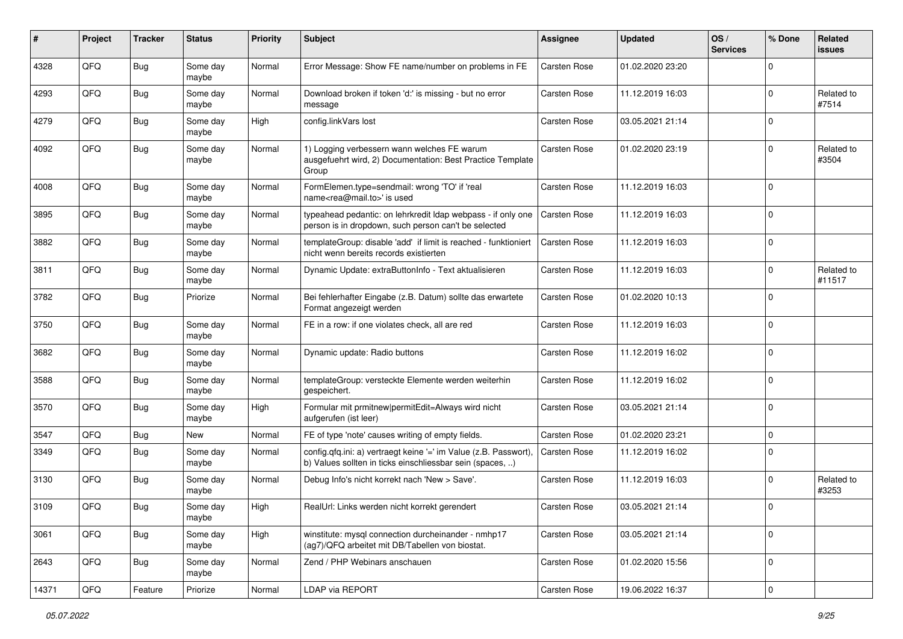| # | Project | Tracker | Status | Priority | Subject | Assignee | Updated | OS / Services | % Done | Related issues |
|---|---|---|---|---|---|---|---|---|---|---|
| 4328 | QFQ | Bug | Some day maybe | Normal | Error Message: Show FE name/number on problems in FE | Carsten Rose | 01.02.2020 23:20 | | 0 | |
| 4293 | QFQ | Bug | Some day maybe | Normal | Download broken if token 'd:' is missing - but no error message | Carsten Rose | 11.12.2019 16:03 | | 0 | Related to #7514 |
| 4279 | QFQ | Bug | Some day maybe | High | config.linkVars lost | Carsten Rose | 03.05.2021 21:14 | | 0 | |
| 4092 | QFQ | Bug | Some day maybe | Normal | 1) Logging verbessern wann welches FE warum ausgefuehrt wird, 2) Documentation: Best Practice Template Group | Carsten Rose | 01.02.2020 23:19 | | 0 | Related to #3504 |
| 4008 | QFQ | Bug | Some day maybe | Normal | FormElemen.type=sendmail: wrong 'TO' if 'real name<rea@mail.to>' is used | Carsten Rose | 11.12.2019 16:03 | | 0 | |
| 3895 | QFQ | Bug | Some day maybe | Normal | typeahead pedantic: on lehrkredit ldap webpass - if only one person is in dropdown, such person can't be selected | Carsten Rose | 11.12.2019 16:03 | | 0 | |
| 3882 | QFQ | Bug | Some day maybe | Normal | templateGroup: disable 'add' if limit is reached - funktioniert nicht wenn bereits records existierten | Carsten Rose | 11.12.2019 16:03 | | 0 | |
| 3811 | QFQ | Bug | Some day maybe | Normal | Dynamic Update: extraButtonInfo - Text aktualisieren | Carsten Rose | 11.12.2019 16:03 | | 0 | Related to #11517 |
| 3782 | QFQ | Bug | Priorize | Normal | Bei fehlerhafter Eingabe (z.B. Datum) sollte das erwartete Format angezeigt werden | Carsten Rose | 01.02.2020 10:13 | | 0 | |
| 3750 | QFQ | Bug | Some day maybe | Normal | FE in a row: if one violates check, all are red | Carsten Rose | 11.12.2019 16:03 | | 0 | |
| 3682 | QFQ | Bug | Some day maybe | Normal | Dynamic update: Radio buttons | Carsten Rose | 11.12.2019 16:02 | | 0 | |
| 3588 | QFQ | Bug | Some day maybe | Normal | templateGroup: versteckte Elemente werden weiterhin gespeichert. | Carsten Rose | 11.12.2019 16:02 | | 0 | |
| 3570 | QFQ | Bug | Some day maybe | High | Formular mit prmitnew\|permitEdit=Always wird nicht aufgerufen (ist leer) | Carsten Rose | 03.05.2021 21:14 | | 0 | |
| 3547 | QFQ | Bug | New | Normal | FE of type 'note' causes writing of empty fields. | Carsten Rose | 01.02.2020 23:21 | | 0 | |
| 3349 | QFQ | Bug | Some day maybe | Normal | config.qfq.ini: a) vertraegt keine '=' im Value (z.B. Passwort), b) Values sollten in ticks einschliessbar sein (spaces, ..) | Carsten Rose | 11.12.2019 16:02 | | 0 | |
| 3130 | QFQ | Bug | Some day maybe | Normal | Debug Info's nicht korrekt nach 'New > Save'. | Carsten Rose | 11.12.2019 16:03 | | 0 | Related to #3253 |
| 3109 | QFQ | Bug | Some day maybe | High | RealUrl: Links werden nicht korrekt gerendert | Carsten Rose | 03.05.2021 21:14 | | 0 | |
| 3061 | QFQ | Bug | Some day maybe | High | winstitute: mysql connection durcheinander - nmhp17 (ag7)/QFQ arbeitet mit DB/Tabellen von biostat. | Carsten Rose | 03.05.2021 21:14 | | 0 | |
| 2643 | QFQ | Bug | Some day maybe | Normal | Zend / PHP Webinars anschauen | Carsten Rose | 01.02.2020 15:56 | | 0 | |
| 14371 | QFQ | Feature | Priorize | Normal | LDAP via REPORT | Carsten Rose | 19.06.2022 16:37 | | 0 | |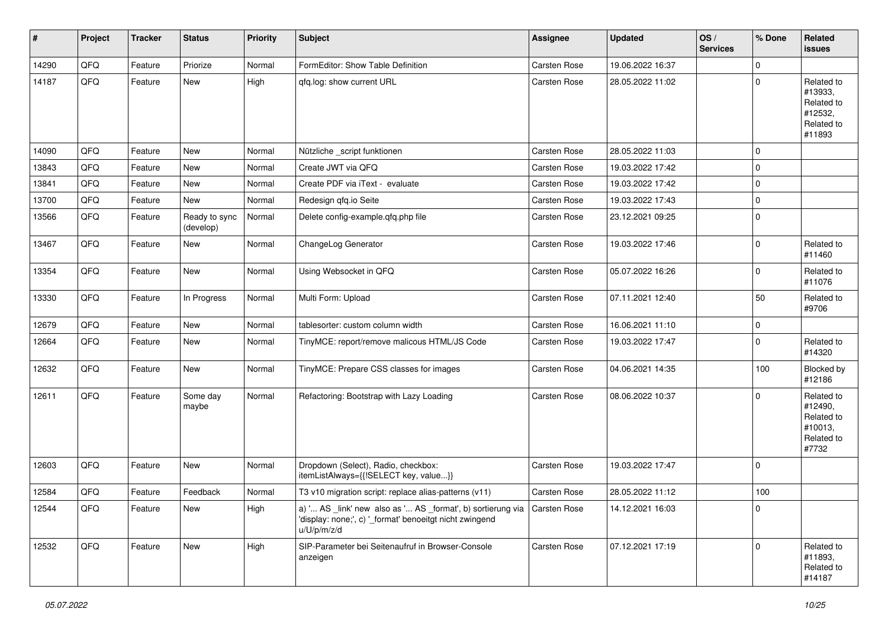| # | Project | Tracker | Status | Priority | Subject | Assignee | Updated | OS / Services | % Done | Related issues |
|---|---|---|---|---|---|---|---|---|---|---|
| 14290 | QFQ | Feature | Priorize | Normal | FormEditor: Show Table Definition | Carsten Rose | 19.06.2022 16:37 | | 0 | |
| 14187 | QFQ | Feature | New | High | qfq.log: show current URL | Carsten Rose | 28.05.2022 11:02 | | 0 | Related to #13933, Related to #12532, Related to #11893 |
| 14090 | QFQ | Feature | New | Normal | Nützliche _script funktionen | Carsten Rose | 28.05.2022 11:03 | | 0 | |
| 13843 | QFQ | Feature | New | Normal | Create JWT via QFQ | Carsten Rose | 19.03.2022 17:42 | | 0 | |
| 13841 | QFQ | Feature | New | Normal | Create PDF via iText - evaluate | Carsten Rose | 19.03.2022 17:42 | | 0 | |
| 13700 | QFQ | Feature | New | Normal | Redesign qfq.io Seite | Carsten Rose | 19.03.2022 17:43 | | 0 | |
| 13566 | QFQ | Feature | Ready to sync (develop) | Normal | Delete config-example.qfq.php file | Carsten Rose | 23.12.2021 09:25 | | 0 | |
| 13467 | QFQ | Feature | New | Normal | ChangeLog Generator | Carsten Rose | 19.03.2022 17:46 | | 0 | Related to #11460 |
| 13354 | QFQ | Feature | New | Normal | Using Websocket in QFQ | Carsten Rose | 05.07.2022 16:26 | | 0 | Related to #11076 |
| 13330 | QFQ | Feature | In Progress | Normal | Multi Form: Upload | Carsten Rose | 07.11.2021 12:40 | | 50 | Related to #9706 |
| 12679 | QFQ | Feature | New | Normal | tablesorter: custom column width | Carsten Rose | 16.06.2021 11:10 | | 0 | |
| 12664 | QFQ | Feature | New | Normal | TinyMCE: report/remove malicous HTML/JS Code | Carsten Rose | 19.03.2022 17:47 | | 0 | Related to #14320 |
| 12632 | QFQ | Feature | New | Normal | TinyMCE: Prepare CSS classes for images | Carsten Rose | 04.06.2021 14:35 | | 100 | Blocked by #12186 |
| 12611 | QFQ | Feature | Some day maybe | Normal | Refactoring: Bootstrap with Lazy Loading | Carsten Rose | 08.06.2022 10:37 | | 0 | Related to #12490, Related to #10013, Related to #7732 |
| 12603 | QFQ | Feature | New | Normal | Dropdown (Select), Radio, checkbox: itemListAlways={{!SELECT key, value...}} | Carsten Rose | 19.03.2022 17:47 | | 0 | |
| 12584 | QFQ | Feature | Feedback | Normal | T3 v10 migration script: replace alias-patterns (v11) | Carsten Rose | 28.05.2022 11:12 | | 100 | |
| 12544 | QFQ | Feature | New | High | a) '... AS _link' new also as '... AS _format', b) sortierung via 'display: none;', c) '_format' benoeitgt nicht zwingend u/U/p/m/z/d | Carsten Rose | 14.12.2021 16:03 | | 0 | |
| 12532 | QFQ | Feature | New | High | SIP-Parameter bei Seitenaufruf in Browser-Console anzeigen | Carsten Rose | 07.12.2021 17:19 | | 0 | Related to #11893, Related to #14187 |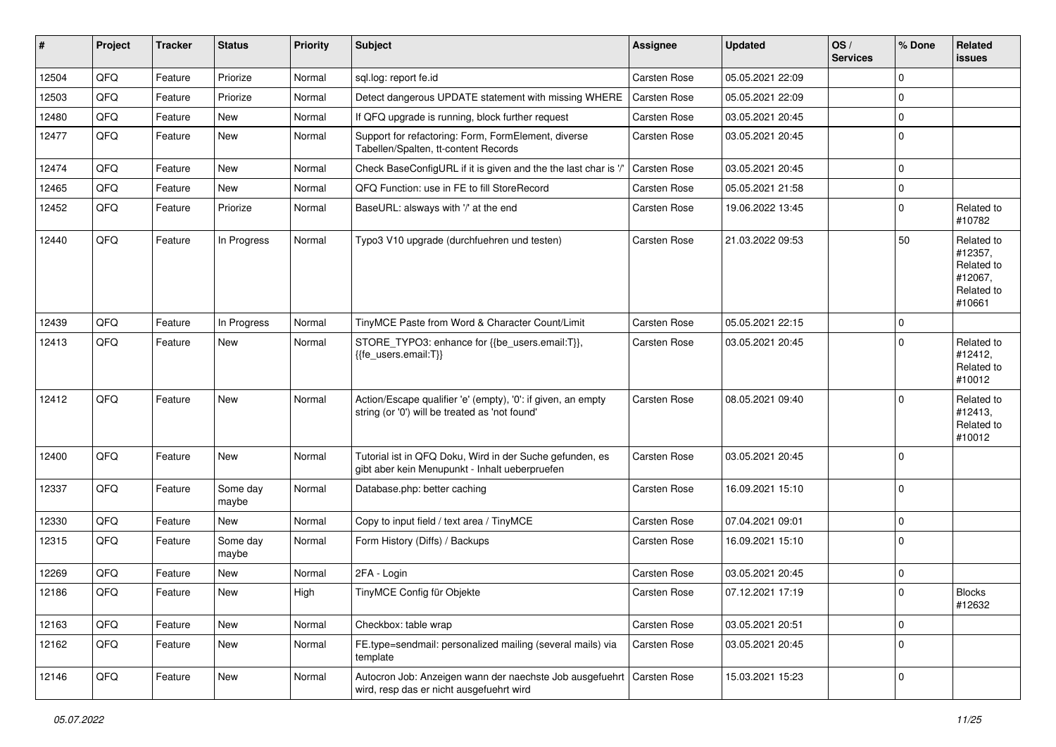| # | Project | Tracker | Status | Priority | Subject | Assignee | Updated | OS / Services | % Done | Related issues |
|---|---|---|---|---|---|---|---|---|---|---|
| 12504 | QFQ | Feature | Priorize | Normal | sql.log: report fe.id | Carsten Rose | 05.05.2021 22:09 | | 0 | |
| 12503 | QFQ | Feature | Priorize | Normal | Detect dangerous UPDATE statement with missing WHERE | Carsten Rose | 05.05.2021 22:09 | | 0 | |
| 12480 | QFQ | Feature | New | Normal | If QFQ upgrade is running, block further request | Carsten Rose | 03.05.2021 20:45 | | 0 | |
| 12477 | QFQ | Feature | New | Normal | Support for refactoring: Form, FormElement, diverse Tabellen/Spalten, tt-content Records | Carsten Rose | 03.05.2021 20:45 | | 0 | |
| 12474 | QFQ | Feature | New | Normal | Check BaseConfigURL if it is given and the the last char is '/' | Carsten Rose | 03.05.2021 20:45 | | 0 | |
| 12465 | QFQ | Feature | New | Normal | QFQ Function: use in FE to fill StoreRecord | Carsten Rose | 05.05.2021 21:58 | | 0 | |
| 12452 | QFQ | Feature | Priorize | Normal | BaseURL: alsways with '/' at the end | Carsten Rose | 19.06.2022 13:45 | | 0 | Related to #10782 |
| 12440 | QFQ | Feature | In Progress | Normal | Typo3 V10 upgrade (durchfuehren und testen) | Carsten Rose | 21.03.2022 09:53 | | 50 | Related to #12357, Related to #12067, Related to #10661 |
| 12439 | QFQ | Feature | In Progress | Normal | TinyMCE Paste from Word & Character Count/Limit | Carsten Rose | 05.05.2021 22:15 | | 0 | |
| 12413 | QFQ | Feature | New | Normal | STORE_TYPO3: enhance for {{be_users.email:T}}, {{fe_users.email:T}} | Carsten Rose | 03.05.2021 20:45 | | 0 | Related to #12412, Related to #10012 |
| 12412 | QFQ | Feature | New | Normal | Action/Escape qualifier 'e' (empty), '0': if given, an empty string (or '0') will be treated as 'not found' | Carsten Rose | 08.05.2021 09:40 | | 0 | Related to #12413, Related to #10012 |
| 12400 | QFQ | Feature | New | Normal | Tutorial ist in QFQ Doku, Wird in der Suche gefunden, es gibt aber kein Menupunkt - Inhalt ueberpruefen | Carsten Rose | 03.05.2021 20:45 | | 0 | |
| 12337 | QFQ | Feature | Some day maybe | Normal | Database.php: better caching | Carsten Rose | 16.09.2021 15:10 | | 0 | |
| 12330 | QFQ | Feature | New | Normal | Copy to input field / text area / TinyMCE | Carsten Rose | 07.04.2021 09:01 | | 0 | |
| 12315 | QFQ | Feature | Some day maybe | Normal | Form History (Diffs) / Backups | Carsten Rose | 16.09.2021 15:10 | | 0 | |
| 12269 | QFQ | Feature | New | Normal | 2FA - Login | Carsten Rose | 03.05.2021 20:45 | | 0 | |
| 12186 | QFQ | Feature | New | High | TinyMCE Config für Objekte | Carsten Rose | 07.12.2021 17:19 | | 0 | Blocks #12632 |
| 12163 | QFQ | Feature | New | Normal | Checkbox: table wrap | Carsten Rose | 03.05.2021 20:51 | | 0 | |
| 12162 | QFQ | Feature | New | Normal | FE.type=sendmail: personalized mailing (several mails) via template | Carsten Rose | 03.05.2021 20:45 | | 0 | |
| 12146 | QFQ | Feature | New | Normal | Autocron Job: Anzeigen wann der naechste Job ausgefuehrt wird, resp das er nicht ausgefuehrt wird | Carsten Rose | 15.03.2021 15:23 | | 0 | |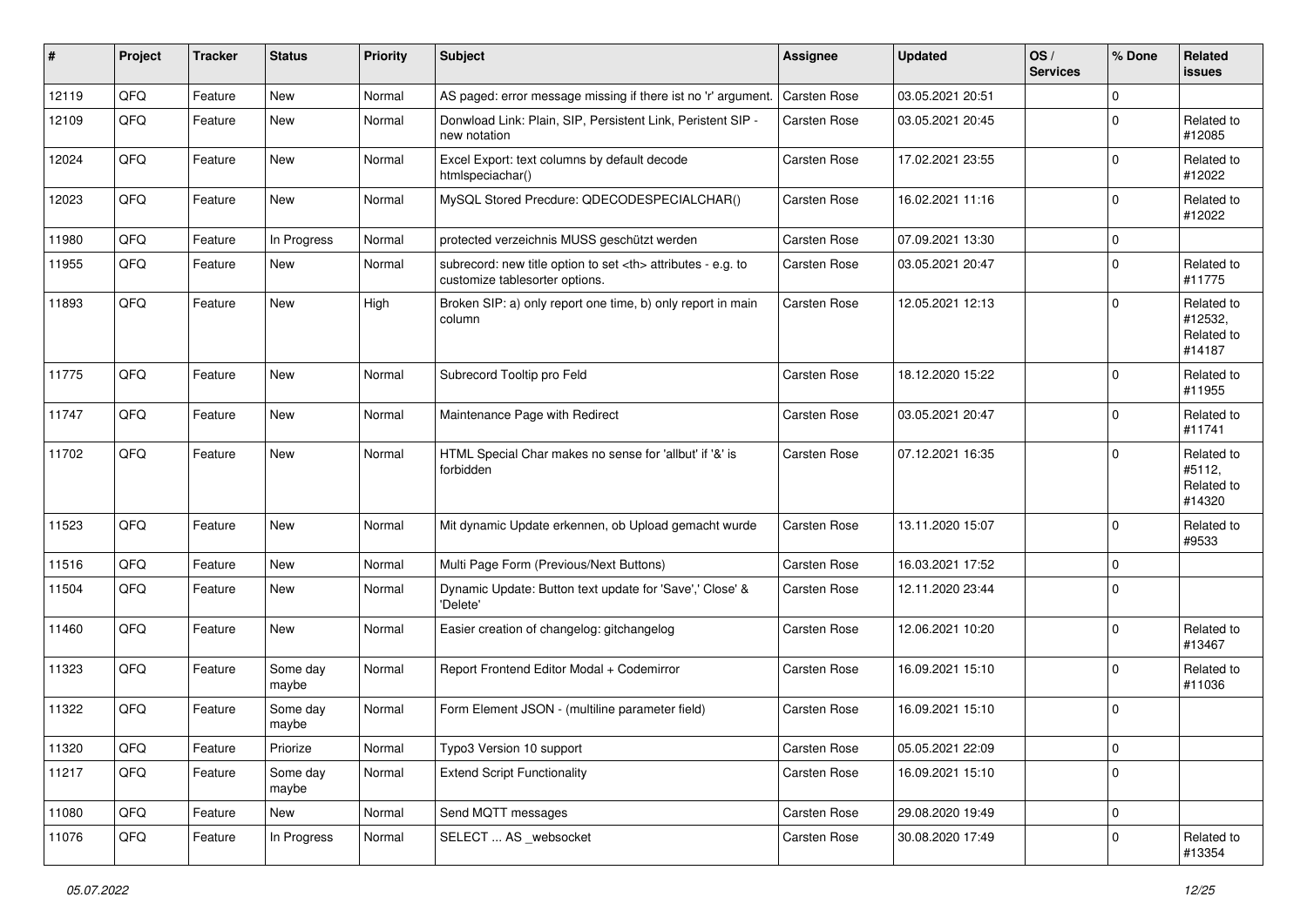| # | Project | Tracker | Status | Priority | Subject | Assignee | Updated | OS / Services | % Done | Related issues |
|---|---|---|---|---|---|---|---|---|---|---|
| 12119 | QFQ | Feature | New | Normal | AS paged: error message missing if there ist no 'r' argument. | Carsten Rose | 03.05.2021 20:51 | | 0 | |
| 12109 | QFQ | Feature | New | Normal | Donwload Link: Plain, SIP, Persistent Link, Peristent SIP - new notation | Carsten Rose | 03.05.2021 20:45 | | 0 | Related to #12085 |
| 12024 | QFQ | Feature | New | Normal | Excel Export: text columns by default decode htmlspeciachar() | Carsten Rose | 17.02.2021 23:55 | | 0 | Related to #12022 |
| 12023 | QFQ | Feature | New | Normal | MySQL Stored Precdure: QDECODESPECIALCHAR() | Carsten Rose | 16.02.2021 11:16 | | 0 | Related to #12022 |
| 11980 | QFQ | Feature | In Progress | Normal | protected verzeichnis MUSS geschützt werden | Carsten Rose | 07.09.2021 13:30 | | 0 | |
| 11955 | QFQ | Feature | New | Normal | subrecord: new title option to set <th> attributes - e.g. to customize tablesorter options. | Carsten Rose | 03.05.2021 20:47 | | 0 | Related to #11775 |
| 11893 | QFQ | Feature | New | High | Broken SIP: a) only report one time, b) only report in main column | Carsten Rose | 12.05.2021 12:13 | | 0 | Related to #12532, Related to #14187 |
| 11775 | QFQ | Feature | New | Normal | Subrecord Tooltip pro Feld | Carsten Rose | 18.12.2020 15:22 | | 0 | Related to #11955 |
| 11747 | QFQ | Feature | New | Normal | Maintenance Page with Redirect | Carsten Rose | 03.05.2021 20:47 | | 0 | Related to #11741 |
| 11702 | QFQ | Feature | New | Normal | HTML Special Char makes no sense for 'allbut' if '&' is forbidden | Carsten Rose | 07.12.2021 16:35 | | 0 | Related to #5112, Related to #14320 |
| 11523 | QFQ | Feature | New | Normal | Mit dynamic Update erkennen, ob Upload gemacht wurde | Carsten Rose | 13.11.2020 15:07 | | 0 | Related to #9533 |
| 11516 | QFQ | Feature | New | Normal | Multi Page Form (Previous/Next Buttons) | Carsten Rose | 16.03.2021 17:52 | | 0 | |
| 11504 | QFQ | Feature | New | Normal | Dynamic Update: Button text update for 'Save',' Close' & 'Delete' | Carsten Rose | 12.11.2020 23:44 | | 0 | |
| 11460 | QFQ | Feature | New | Normal | Easier creation of changelog: gitchangelog | Carsten Rose | 12.06.2021 10:20 | | 0 | Related to #13467 |
| 11323 | QFQ | Feature | Some day maybe | Normal | Report Frontend Editor Modal + Codemirror | Carsten Rose | 16.09.2021 15:10 | | 0 | Related to #11036 |
| 11322 | QFQ | Feature | Some day maybe | Normal | Form Element JSON - (multiline parameter field) | Carsten Rose | 16.09.2021 15:10 | | 0 | |
| 11320 | QFQ | Feature | Priorize | Normal | Typo3 Version 10 support | Carsten Rose | 05.05.2021 22:09 | | 0 | |
| 11217 | QFQ | Feature | Some day maybe | Normal | Extend Script Functionality | Carsten Rose | 16.09.2021 15:10 | | 0 | |
| 11080 | QFQ | Feature | New | Normal | Send MQTT messages | Carsten Rose | 29.08.2020 19:49 | | 0 | |
| 11076 | QFQ | Feature | In Progress | Normal | SELECT ... AS _websocket | Carsten Rose | 30.08.2020 17:49 | | 0 | Related to #13354 |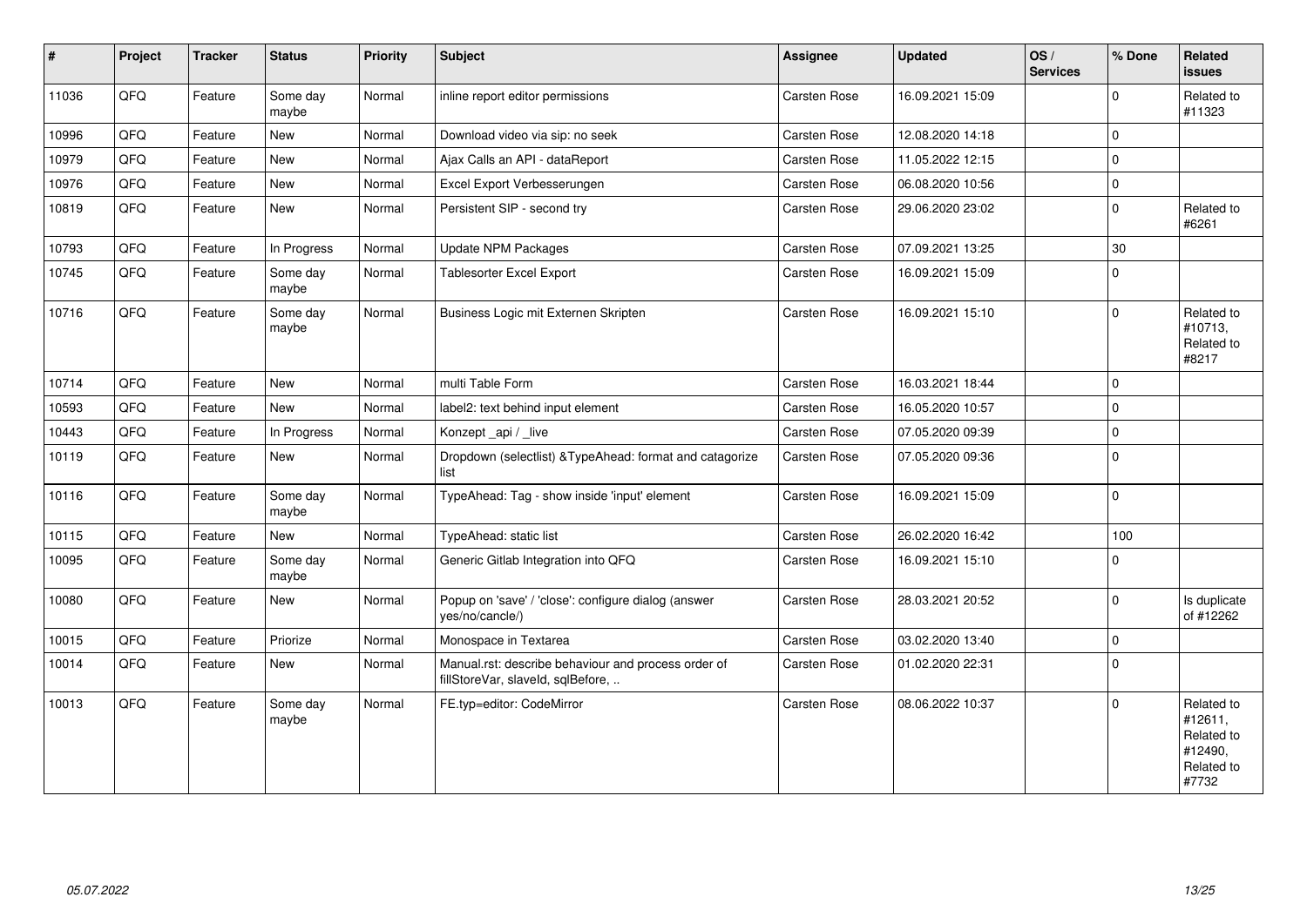| # | Project | Tracker | Status | Priority | Subject | Assignee | Updated | OS / Services | % Done | Related issues |
|---|---|---|---|---|---|---|---|---|---|---|
| 11036 | QFQ | Feature | Some day maybe | Normal | inline report editor permissions | Carsten Rose | 16.09.2021 15:09 | | 0 | Related to #11323 |
| 10996 | QFQ | Feature | New | Normal | Download video via sip: no seek | Carsten Rose | 12.08.2020 14:18 | | 0 | |
| 10979 | QFQ | Feature | New | Normal | Ajax Calls an API - dataReport | Carsten Rose | 11.05.2022 12:15 | | 0 | |
| 10976 | QFQ | Feature | New | Normal | Excel Export Verbesserungen | Carsten Rose | 06.08.2020 10:56 | | 0 | |
| 10819 | QFQ | Feature | New | Normal | Persistent SIP - second try | Carsten Rose | 29.06.2020 23:02 | | 0 | Related to #6261 |
| 10793 | QFQ | Feature | In Progress | Normal | Update NPM Packages | Carsten Rose | 07.09.2021 13:25 | | 30 | |
| 10745 | QFQ | Feature | Some day maybe | Normal | Tablesorter Excel Export | Carsten Rose | 16.09.2021 15:09 | | 0 | |
| 10716 | QFQ | Feature | Some day maybe | Normal | Business Logic mit Externen Skripten | Carsten Rose | 16.09.2021 15:10 | | 0 | Related to #10713, Related to #8217 |
| 10714 | QFQ | Feature | New | Normal | multi Table Form | Carsten Rose | 16.03.2021 18:44 | | 0 | |
| 10593 | QFQ | Feature | New | Normal | label2: text behind input element | Carsten Rose | 16.05.2020 10:57 | | 0 | |
| 10443 | QFQ | Feature | In Progress | Normal | Konzept _api / _live | Carsten Rose | 07.05.2020 09:39 | | 0 | |
| 10119 | QFQ | Feature | New | Normal | Dropdown (selectlist) &TypeAhead: format and catagorize list | Carsten Rose | 07.05.2020 09:36 | | 0 | |
| 10116 | QFQ | Feature | Some day maybe | Normal | TypeAhead: Tag - show inside 'input' element | Carsten Rose | 16.09.2021 15:09 | | 0 | |
| 10115 | QFQ | Feature | New | Normal | TypeAhead: static list | Carsten Rose | 26.02.2020 16:42 | | 100 | |
| 10095 | QFQ | Feature | Some day maybe | Normal | Generic Gitlab Integration into QFQ | Carsten Rose | 16.09.2021 15:10 | | 0 | |
| 10080 | QFQ | Feature | New | Normal | Popup on 'save' / 'close': configure dialog (answer yes/no/cancle/) | Carsten Rose | 28.03.2021 20:52 | | 0 | Is duplicate of #12262 |
| 10015 | QFQ | Feature | Priorize | Normal | Monospace in Textarea | Carsten Rose | 03.02.2020 13:40 | | 0 | |
| 10014 | QFQ | Feature | New | Normal | Manual.rst: describe behaviour and process order of fillStoreVar, slaveId, sqlBefore, .. | Carsten Rose | 01.02.2020 22:31 | | 0 | |
| 10013 | QFQ | Feature | Some day maybe | Normal | FE.typ=editor: CodeMirror | Carsten Rose | 08.06.2022 10:37 | | 0 | Related to #12611, Related to #12490, Related to #7732 |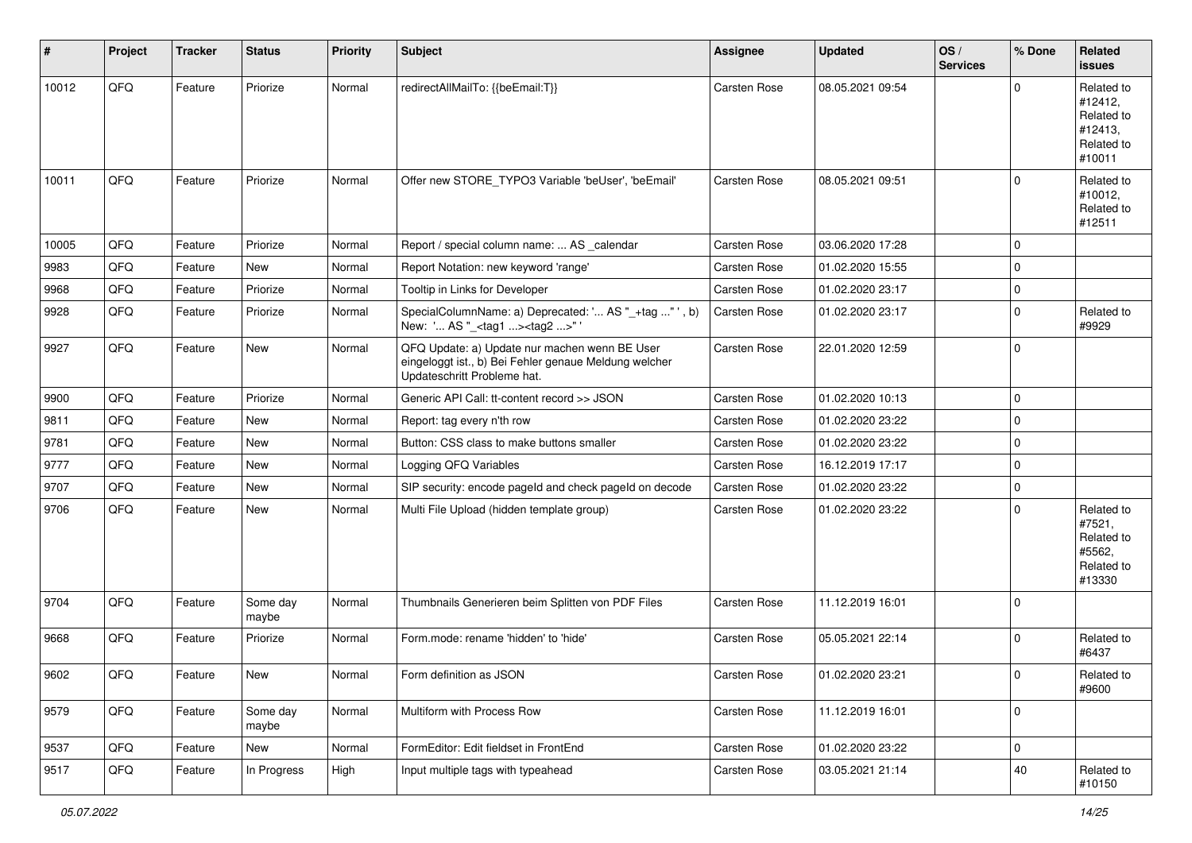| # | Project | Tracker | Status | Priority | Subject | Assignee | Updated | OS / Services | % Done | Related issues |
|---|---|---|---|---|---|---|---|---|---|---|
| 10012 | QFQ | Feature | Priorize | Normal | redirectAllMailTo: {{beEmail:T}} | Carsten Rose | 08.05.2021 09:54 | | 0 | Related to #12412, Related to #12413, Related to #10011 |
| 10011 | QFQ | Feature | Priorize | Normal | Offer new STORE_TYPO3 Variable 'beUser', 'beEmail' | Carsten Rose | 08.05.2021 09:51 | | 0 | Related to #10012, Related to #12511 |
| 10005 | QFQ | Feature | Priorize | Normal | Report / special column name: ... AS _calendar | Carsten Rose | 03.06.2020 17:28 | | 0 | |
| 9983 | QFQ | Feature | New | Normal | Report Notation: new keyword 'range' | Carsten Rose | 01.02.2020 15:55 | | 0 | |
| 9968 | QFQ | Feature | Priorize | Normal | Tooltip in Links for Developer | Carsten Rose | 01.02.2020 23:17 | | 0 | |
| 9928 | QFQ | Feature | Priorize | Normal | SpecialColumnName: a) Deprecated: '... AS "_+tag ..." ', b) New: '... AS "_<tag1 ...><tag2 ...>" ' | Carsten Rose | 01.02.2020 23:17 | | 0 | Related to #9929 |
| 9927 | QFQ | Feature | New | Normal | QFQ Update: a) Update nur machen wenn BE User eingeloggt ist., b) Bei Fehler genaue Meldung welcher Updateschritt Probleme hat. | Carsten Rose | 22.01.2020 12:59 | | 0 | |
| 9900 | QFQ | Feature | Priorize | Normal | Generic API Call: tt-content record >> JSON | Carsten Rose | 01.02.2020 10:13 | | 0 | |
| 9811 | QFQ | Feature | New | Normal | Report: tag every n'th row | Carsten Rose | 01.02.2020 23:22 | | 0 | |
| 9781 | QFQ | Feature | New | Normal | Button: CSS class to make buttons smaller | Carsten Rose | 01.02.2020 23:22 | | 0 | |
| 9777 | QFQ | Feature | New | Normal | Logging QFQ Variables | Carsten Rose | 16.12.2019 17:17 | | 0 | |
| 9707 | QFQ | Feature | New | Normal | SIP security: encode pageId and check pageId on decode | Carsten Rose | 01.02.2020 23:22 | | 0 | |
| 9706 | QFQ | Feature | New | Normal | Multi File Upload (hidden template group) | Carsten Rose | 01.02.2020 23:22 | | 0 | Related to #7521, Related to #5562, Related to #13330 |
| 9704 | QFQ | Feature | Some day maybe | Normal | Thumbnails Generieren beim Splitten von PDF Files | Carsten Rose | 11.12.2019 16:01 | | 0 | |
| 9668 | QFQ | Feature | Priorize | Normal | Form.mode: rename 'hidden' to 'hide' | Carsten Rose | 05.05.2021 22:14 | | 0 | Related to #6437 |
| 9602 | QFQ | Feature | New | Normal | Form definition as JSON | Carsten Rose | 01.02.2020 23:21 | | 0 | Related to #9600 |
| 9579 | QFQ | Feature | Some day maybe | Normal | Multiform with Process Row | Carsten Rose | 11.12.2019 16:01 | | 0 | |
| 9537 | QFQ | Feature | New | Normal | FormEditor: Edit fieldset in FrontEnd | Carsten Rose | 01.02.2020 23:22 | | 0 | |
| 9517 | QFQ | Feature | In Progress | High | Input multiple tags with typeahead | Carsten Rose | 03.05.2021 21:14 | | 40 | Related to #10150 |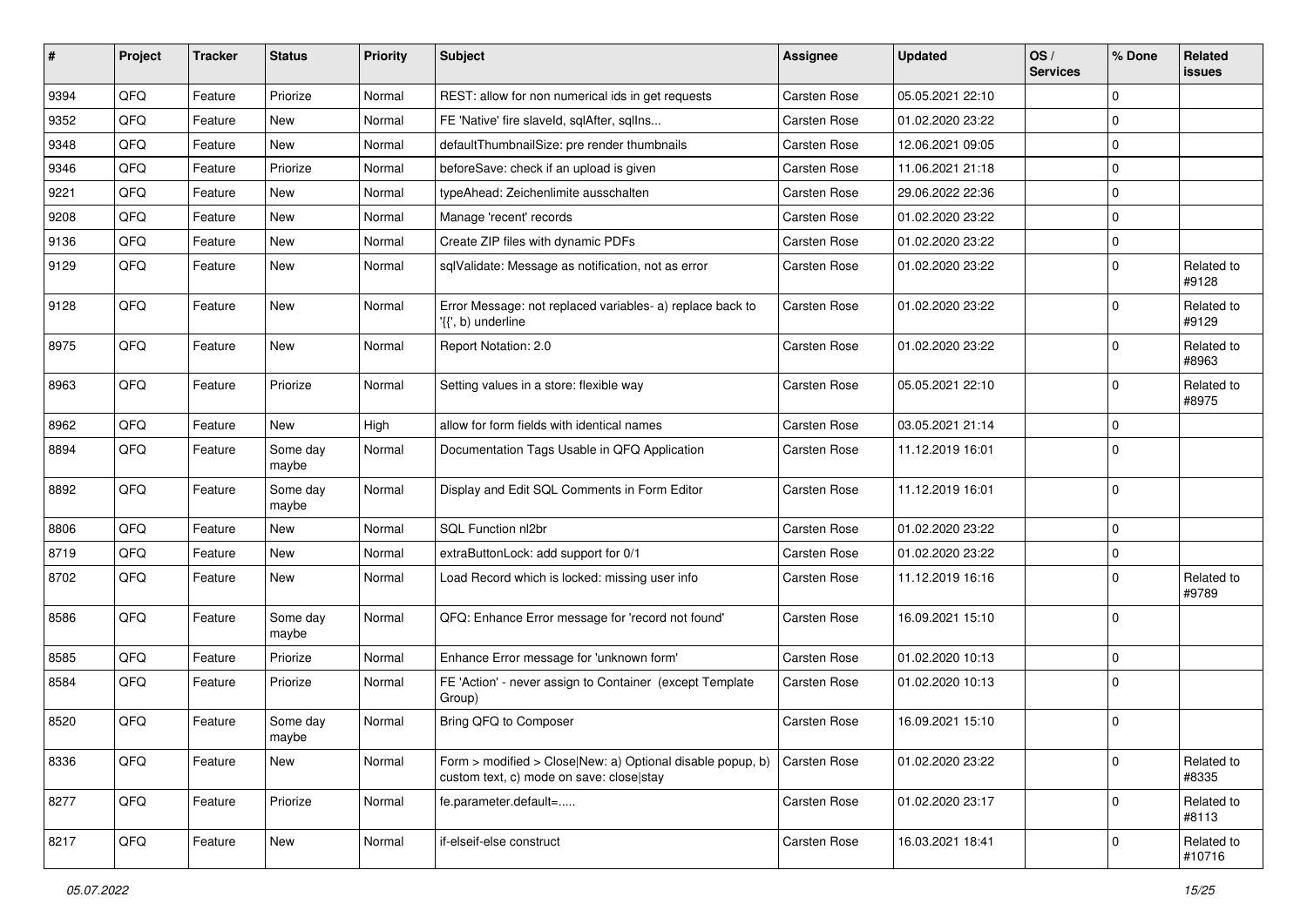| # | Project | Tracker | Status | Priority | Subject | Assignee | Updated | OS / Services | % Done | Related issues |
|---|---|---|---|---|---|---|---|---|---|---|
| 9394 | QFQ | Feature | Priorize | Normal | REST: allow for non numerical ids in get requests | Carsten Rose | 05.05.2021 22:10 | | 0 | |
| 9352 | QFQ | Feature | New | Normal | FE 'Native' fire slaveId, sqlAfter, sqlIns... | Carsten Rose | 01.02.2020 23:22 | | 0 | |
| 9348 | QFQ | Feature | New | Normal | defaultThumbnailSize: pre render thumbnails | Carsten Rose | 12.06.2021 09:05 | | 0 | |
| 9346 | QFQ | Feature | Priorize | Normal | beforeSave: check if an upload is given | Carsten Rose | 11.06.2021 21:18 | | 0 | |
| 9221 | QFQ | Feature | New | Normal | typeAhead: Zeichenlimite ausschalten | Carsten Rose | 29.06.2022 22:36 | | 0 | |
| 9208 | QFQ | Feature | New | Normal | Manage 'recent' records | Carsten Rose | 01.02.2020 23:22 | | 0 | |
| 9136 | QFQ | Feature | New | Normal | Create ZIP files with dynamic PDFs | Carsten Rose | 01.02.2020 23:22 | | 0 | |
| 9129 | QFQ | Feature | New | Normal | sqlValidate: Message as notification, not as error | Carsten Rose | 01.02.2020 23:22 | | 0 | Related to #9128 |
| 9128 | QFQ | Feature | New | Normal | Error Message: not replaced variables- a) replace back to '{{', b) underline | Carsten Rose | 01.02.2020 23:22 | | 0 | Related to #9129 |
| 8975 | QFQ | Feature | New | Normal | Report Notation: 2.0 | Carsten Rose | 01.02.2020 23:22 | | 0 | Related to #8963 |
| 8963 | QFQ | Feature | Priorize | Normal | Setting values in a store: flexible way | Carsten Rose | 05.05.2021 22:10 | | 0 | Related to #8975 |
| 8962 | QFQ | Feature | New | High | allow for form fields with identical names | Carsten Rose | 03.05.2021 21:14 | | 0 | |
| 8894 | QFQ | Feature | Some day maybe | Normal | Documentation Tags Usable in QFQ Application | Carsten Rose | 11.12.2019 16:01 | | 0 | |
| 8892 | QFQ | Feature | Some day maybe | Normal | Display and Edit SQL Comments in Form Editor | Carsten Rose | 11.12.2019 16:01 | | 0 | |
| 8806 | QFQ | Feature | New | Normal | SQL Function nl2br | Carsten Rose | 01.02.2020 23:22 | | 0 | |
| 8719 | QFQ | Feature | New | Normal | extraButtonLock: add support for 0/1 | Carsten Rose | 01.02.2020 23:22 | | 0 | |
| 8702 | QFQ | Feature | New | Normal | Load Record which is locked: missing user info | Carsten Rose | 11.12.2019 16:16 | | 0 | Related to #9789 |
| 8586 | QFQ | Feature | Some day maybe | Normal | QFQ: Enhance Error message for 'record not found' | Carsten Rose | 16.09.2021 15:10 | | 0 | |
| 8585 | QFQ | Feature | Priorize | Normal | Enhance Error message for 'unknown form' | Carsten Rose | 01.02.2020 10:13 | | 0 | |
| 8584 | QFQ | Feature | Priorize | Normal | FE 'Action' - never assign to Container (except Template Group) | Carsten Rose | 01.02.2020 10:13 | | 0 | |
| 8520 | QFQ | Feature | Some day maybe | Normal | Bring QFQ to Composer | Carsten Rose | 16.09.2021 15:10 | | 0 | |
| 8336 | QFQ | Feature | New | Normal | Form > modified > Close\|New: a) Optional disable popup, b) custom text, c) mode on save: close\|stay | Carsten Rose | 01.02.2020 23:22 | | 0 | Related to #8335 |
| 8277 | QFQ | Feature | Priorize | Normal | fe.parameter.default=..... | Carsten Rose | 01.02.2020 23:17 | | 0 | Related to #8113 |
| 8217 | QFQ | Feature | New | Normal | if-elseif-else construct | Carsten Rose | 16.03.2021 18:41 | | 0 | Related to #10716 |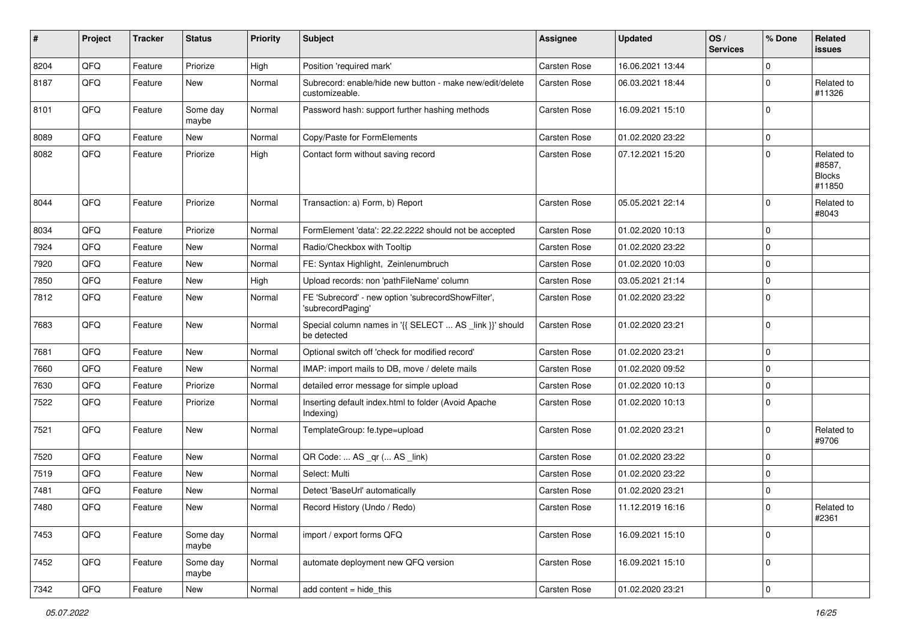| # | Project | Tracker | Status | Priority | Subject | Assignee | Updated | OS / Services | % Done | Related issues |
|---|---|---|---|---|---|---|---|---|---|---|
| 8204 | QFQ | Feature | Priorize | High | Position 'required mark' | Carsten Rose | 16.06.2021 13:44 | | 0 | |
| 8187 | QFQ | Feature | New | Normal | Subrecord: enable/hide new button - make new/edit/delete customizeable. | Carsten Rose | 06.03.2021 18:44 | | 0 | Related to #11326 |
| 8101 | QFQ | Feature | Some day maybe | Normal | Password hash: support further hashing methods | Carsten Rose | 16.09.2021 15:10 | | 0 | |
| 8089 | QFQ | Feature | New | Normal | Copy/Paste for FormElements | Carsten Rose | 01.02.2020 23:22 | | 0 | |
| 8082 | QFQ | Feature | Priorize | High | Contact form without saving record | Carsten Rose | 07.12.2021 15:20 | | 0 | Related to #8587, Blocks #11850 |
| 8044 | QFQ | Feature | Priorize | Normal | Transaction: a) Form, b) Report | Carsten Rose | 05.05.2021 22:14 | | 0 | Related to #8043 |
| 8034 | QFQ | Feature | Priorize | Normal | FormElement 'data': 22.22.2222 should not be accepted | Carsten Rose | 01.02.2020 10:13 | | 0 | |
| 7924 | QFQ | Feature | New | Normal | Radio/Checkbox with Tooltip | Carsten Rose | 01.02.2020 23:22 | | 0 | |
| 7920 | QFQ | Feature | New | Normal | FE: Syntax Highlight, Zeilenumbruch | Carsten Rose | 01.02.2020 10:03 | | 0 | |
| 7850 | QFQ | Feature | New | High | Upload records: non 'pathFileName' column | Carsten Rose | 03.05.2021 21:14 | | 0 | |
| 7812 | QFQ | Feature | New | Normal | FE 'Subrecord' - new option 'subrecordShowFilter', 'subrecordPaging' | Carsten Rose | 01.02.2020 23:22 | | 0 | |
| 7683 | QFQ | Feature | New | Normal | Special column names in '{{ SELECT ... AS _link }}' should be detected | Carsten Rose | 01.02.2020 23:21 | | 0 | |
| 7681 | QFQ | Feature | New | Normal | Optional switch off 'check for modified record' | Carsten Rose | 01.02.2020 23:21 | | 0 | |
| 7660 | QFQ | Feature | New | Normal | IMAP: import mails to DB, move / delete mails | Carsten Rose | 01.02.2020 09:52 | | 0 | |
| 7630 | QFQ | Feature | Priorize | Normal | detailed error message for simple upload | Carsten Rose | 01.02.2020 10:13 | | 0 | |
| 7522 | QFQ | Feature | Priorize | Normal | Inserting default index.html to folder (Avoid Apache Indexing) | Carsten Rose | 01.02.2020 10:13 | | 0 | |
| 7521 | QFQ | Feature | New | Normal | TemplateGroup: fe.type=upload | Carsten Rose | 01.02.2020 23:21 | | 0 | Related to #9706 |
| 7520 | QFQ | Feature | New | Normal | QR Code: ... AS _qr ( ... AS _link) | Carsten Rose | 01.02.2020 23:22 | | 0 | |
| 7519 | QFQ | Feature | New | Normal | Select: Multi | Carsten Rose | 01.02.2020 23:22 | | 0 | |
| 7481 | QFQ | Feature | New | Normal | Detect 'BaseUrl' automatically | Carsten Rose | 01.02.2020 23:21 | | 0 | |
| 7480 | QFQ | Feature | New | Normal | Record History (Undo / Redo) | Carsten Rose | 11.12.2019 16:16 | | 0 | Related to #2361 |
| 7453 | QFQ | Feature | Some day maybe | Normal | import / export forms QFQ | Carsten Rose | 16.09.2021 15:10 | | 0 | |
| 7452 | QFQ | Feature | Some day maybe | Normal | automate deployment new QFQ version | Carsten Rose | 16.09.2021 15:10 | | 0 | |
| 7342 | QFQ | Feature | New | Normal | add content = hide_this | Carsten Rose | 01.02.2020 23:21 | | 0 | |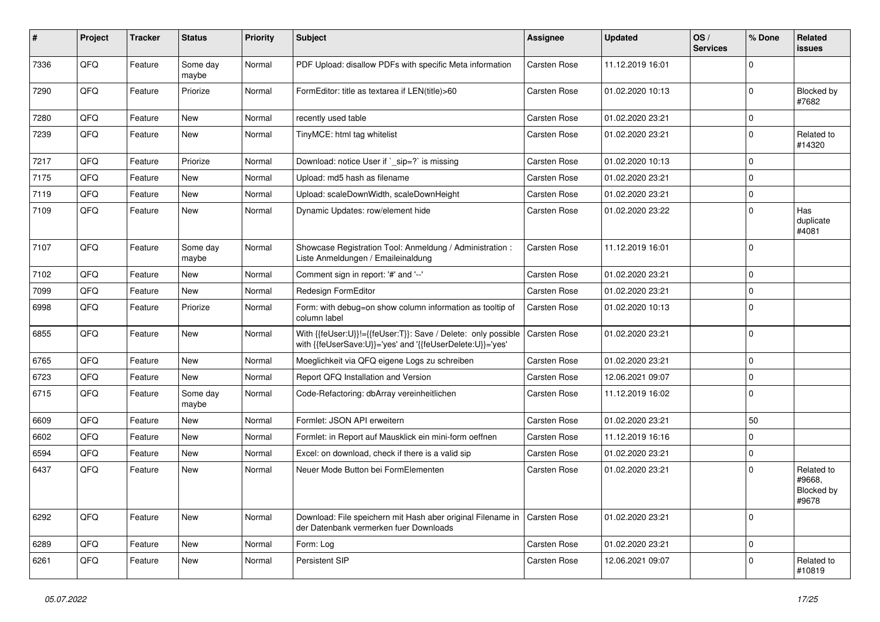| # | Project | Tracker | Status | Priority | Subject | Assignee | Updated | OS / Services | % Done | Related issues |
|---|---|---|---|---|---|---|---|---|---|---|
| 7336 | QFQ | Feature | Some day maybe | Normal | PDF Upload: disallow PDFs with specific Meta information | Carsten Rose | 11.12.2019 16:01 | | 0 | |
| 7290 | QFQ | Feature | Priorize | Normal | FormEditor: title as textarea if LEN(title)>60 | Carsten Rose | 01.02.2020 10:13 | | 0 | Blocked by #7682 |
| 7280 | QFQ | Feature | New | Normal | recently used table | Carsten Rose | 01.02.2020 23:21 | | 0 | |
| 7239 | QFQ | Feature | New | Normal | TinyMCE: html tag whitelist | Carsten Rose | 01.02.2020 23:21 | | 0 | Related to #14320 |
| 7217 | QFQ | Feature | Priorize | Normal | Download: notice User if `_sip=?` is missing | Carsten Rose | 01.02.2020 10:13 | | 0 | |
| 7175 | QFQ | Feature | New | Normal | Upload: md5 hash as filename | Carsten Rose | 01.02.2020 23:21 | | 0 | |
| 7119 | QFQ | Feature | New | Normal | Upload: scaleDownWidth, scaleDownHeight | Carsten Rose | 01.02.2020 23:21 | | 0 | |
| 7109 | QFQ | Feature | New | Normal | Dynamic Updates: row/element hide | Carsten Rose | 01.02.2020 23:22 | | 0 | Has duplicate #4081 |
| 7107 | QFQ | Feature | Some day maybe | Normal | Showcase Registration Tool: Anmeldung / Administration : Liste Anmeldungen / Emaileinaldung | Carsten Rose | 11.12.2019 16:01 | | 0 | |
| 7102 | QFQ | Feature | New | Normal | Comment sign in report: '#' and '--' | Carsten Rose | 01.02.2020 23:21 | | 0 | |
| 7099 | QFQ | Feature | New | Normal | Redesign FormEditor | Carsten Rose | 01.02.2020 23:21 | | 0 | |
| 6998 | QFQ | Feature | Priorize | Normal | Form: with debug=on show column information as tooltip of column label | Carsten Rose | 01.02.2020 10:13 | | 0 | |
| 6855 | QFQ | Feature | New | Normal | With {{feUser:U}}!={{feUser:T}}: Save / Delete: only possible with {{feUserSave:U}}='yes' and '{{feUserDelete:U}}='yes' | Carsten Rose | 01.02.2020 23:21 | | 0 | |
| 6765 | QFQ | Feature | New | Normal | Moeglichkeit via QFQ eigene Logs zu schreiben | Carsten Rose | 01.02.2020 23:21 | | 0 | |
| 6723 | QFQ | Feature | New | Normal | Report QFQ Installation and Version | Carsten Rose | 12.06.2021 09:07 | | 0 | |
| 6715 | QFQ | Feature | Some day maybe | Normal | Code-Refactoring: dbArray vereinheitlichen | Carsten Rose | 11.12.2019 16:02 | | 0 | |
| 6609 | QFQ | Feature | New | Normal | Formlet: JSON API erweitern | Carsten Rose | 01.02.2020 23:21 | | 50 | |
| 6602 | QFQ | Feature | New | Normal | Formlet: in Report auf Mausklick ein mini-form oeffnen | Carsten Rose | 11.12.2019 16:16 | | 0 | |
| 6594 | QFQ | Feature | New | Normal | Excel: on download, check if there is a valid sip | Carsten Rose | 01.02.2020 23:21 | | 0 | |
| 6437 | QFQ | Feature | New | Normal | Neuer Mode Button bei FormElementen | Carsten Rose | 01.02.2020 23:21 | | 0 | Related to #9668, Blocked by #9678 |
| 6292 | QFQ | Feature | New | Normal | Download: File speichern mit Hash aber original Filename in der Datenbank vermerken fuer Downloads | Carsten Rose | 01.02.2020 23:21 | | 0 | |
| 6289 | QFQ | Feature | New | Normal | Form: Log | Carsten Rose | 01.02.2020 23:21 | | 0 | |
| 6261 | QFQ | Feature | New | Normal | Persistent SIP | Carsten Rose | 12.06.2021 09:07 | | 0 | Related to #10819 |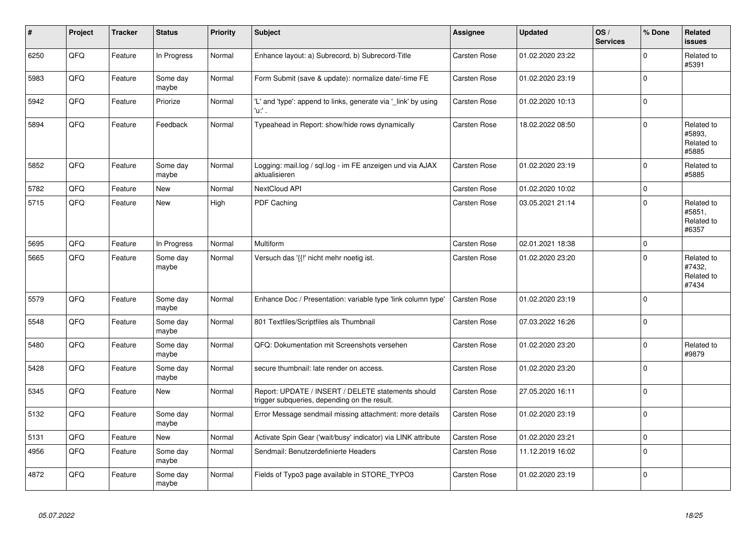| # | Project | Tracker | Status | Priority | Subject | Assignee | Updated | OS / Services | % Done | Related issues |
|---|---|---|---|---|---|---|---|---|---|---|
| 6250 | QFQ | Feature | In Progress | Normal | Enhance layout: a) Subrecord, b) Subrecord-Title | Carsten Rose | 01.02.2020 23:22 | | 0 | Related to #5391 |
| 5983 | QFQ | Feature | Some day maybe | Normal | Form Submit (save & update): normalize date/-time FE | Carsten Rose | 01.02.2020 23:19 | | 0 | |
| 5942 | QFQ | Feature | Priorize | Normal | 'L' and 'type': append to links, generate via '_link' by using 'u:' . | Carsten Rose | 01.02.2020 10:13 | | 0 | |
| 5894 | QFQ | Feature | Feedback | Normal | Typeahead in Report: show/hide rows dynamically | Carsten Rose | 18.02.2022 08:50 | | 0 | Related to #5893, Related to #5885 |
| 5852 | QFQ | Feature | Some day maybe | Normal | Logging: mail.log / sql.log - im FE anzeigen und via AJAX aktualisieren | Carsten Rose | 01.02.2020 23:19 | | 0 | Related to #5885 |
| 5782 | QFQ | Feature | New | Normal | NextCloud API | Carsten Rose | 01.02.2020 10:02 | | 0 | |
| 5715 | QFQ | Feature | New | High | PDF Caching | Carsten Rose | 03.05.2021 21:14 | | 0 | Related to #5851, Related to #6357 |
| 5695 | QFQ | Feature | In Progress | Normal | Multiform | Carsten Rose | 02.01.2021 18:38 | | 0 | |
| 5665 | QFQ | Feature | Some day maybe | Normal | Versuch das '{{!' nicht mehr noetig ist. | Carsten Rose | 01.02.2020 23:20 | | 0 | Related to #7432, Related to #7434 |
| 5579 | QFQ | Feature | Some day maybe | Normal | Enhance Doc / Presentation: variable type 'link column type' | Carsten Rose | 01.02.2020 23:19 | | 0 | |
| 5548 | QFQ | Feature | Some day maybe | Normal | 801 Textfiles/Scriptfiles als Thumbnail | Carsten Rose | 07.03.2022 16:26 | | 0 | |
| 5480 | QFQ | Feature | Some day maybe | Normal | QFQ: Dokumentation mit Screenshots versehen | Carsten Rose | 01.02.2020 23:20 | | 0 | Related to #9879 |
| 5428 | QFQ | Feature | Some day maybe | Normal | secure thumbnail: late render on access. | Carsten Rose | 01.02.2020 23:20 | | 0 | |
| 5345 | QFQ | Feature | New | Normal | Report: UPDATE / INSERT / DELETE statements should trigger subqueries, depending on the result. | Carsten Rose | 27.05.2020 16:11 | | 0 | |
| 5132 | QFQ | Feature | Some day maybe | Normal | Error Message sendmail missing attachment: more details | Carsten Rose | 01.02.2020 23:19 | | 0 | |
| 5131 | QFQ | Feature | New | Normal | Activate Spin Gear ('wait/busy' indicator) via LINK attribute | Carsten Rose | 01.02.2020 23:21 | | 0 | |
| 4956 | QFQ | Feature | Some day maybe | Normal | Sendmail: Benutzerdefinierte Headers | Carsten Rose | 11.12.2019 16:02 | | 0 | |
| 4872 | QFQ | Feature | Some day maybe | Normal | Fields of Typo3 page available in STORE_TYPO3 | Carsten Rose | 01.02.2020 23:19 | | 0 | |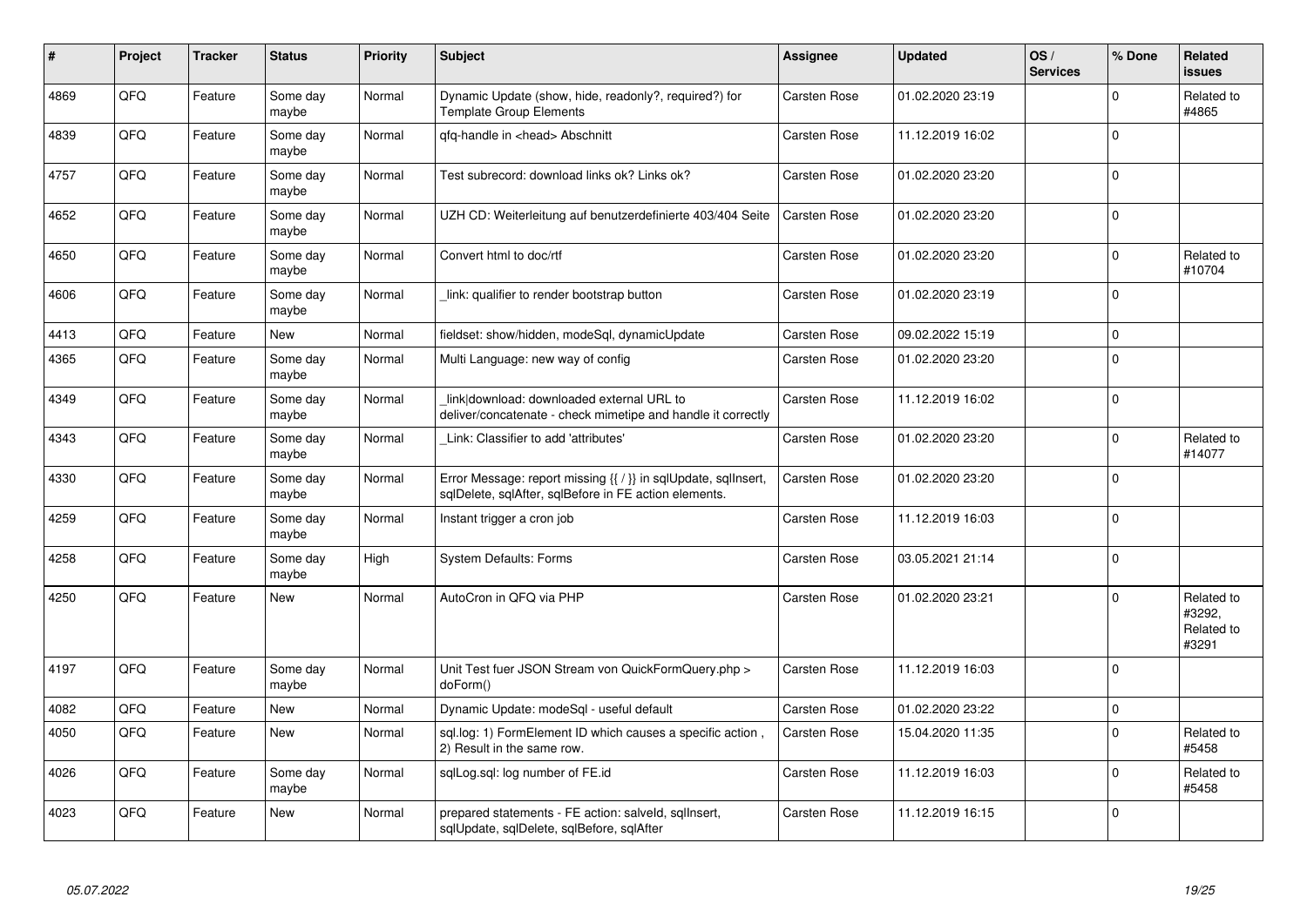| # | Project | Tracker | Status | Priority | Subject | Assignee | Updated | OS / Services | % Done | Related issues |
|---|---|---|---|---|---|---|---|---|---|---|
| 4869 | QFQ | Feature | Some day maybe | Normal | Dynamic Update (show, hide, readonly?, required?) for Template Group Elements | Carsten Rose | 01.02.2020 23:19 | | 0 | Related to #4865 |
| 4839 | QFQ | Feature | Some day maybe | Normal | qfq-handle in <head> Abschnitt | Carsten Rose | 11.12.2019 16:02 | | 0 | |
| 4757 | QFQ | Feature | Some day maybe | Normal | Test subrecord: download links ok? Links ok? | Carsten Rose | 01.02.2020 23:20 | | 0 | |
| 4652 | QFQ | Feature | Some day maybe | Normal | UZH CD: Weiterleitung auf benutzerdefinierte 403/404 Seite | Carsten Rose | 01.02.2020 23:20 | | 0 | |
| 4650 | QFQ | Feature | Some day maybe | Normal | Convert html to doc/rtf | Carsten Rose | 01.02.2020 23:20 | | 0 | Related to #10704 |
| 4606 | QFQ | Feature | Some day maybe | Normal | _link: qualifier to render bootstrap button | Carsten Rose | 01.02.2020 23:19 | | 0 | |
| 4413 | QFQ | Feature | New | Normal | fieldset: show/hidden, modeSql, dynamicUpdate | Carsten Rose | 09.02.2022 15:19 | | 0 | |
| 4365 | QFQ | Feature | Some day maybe | Normal | Multi Language: new way of config | Carsten Rose | 01.02.2020 23:20 | | 0 | |
| 4349 | QFQ | Feature | Some day maybe | Normal | _link\|download: downloaded external URL to deliver/concatenate - check mimetipe and handle it correctly | Carsten Rose | 11.12.2019 16:02 | | 0 | |
| 4343 | QFQ | Feature | Some day maybe | Normal | _Link: Classifier to add 'attributes' | Carsten Rose | 01.02.2020 23:20 | | 0 | Related to #14077 |
| 4330 | QFQ | Feature | Some day maybe | Normal | Error Message: report missing {{ / }} in sqlUpdate, sqlInsert, sqlDelete, sqlAfter, sqlBefore in FE action elements. | Carsten Rose | 01.02.2020 23:20 | | 0 | |
| 4259 | QFQ | Feature | Some day maybe | Normal | Instant trigger a cron job | Carsten Rose | 11.12.2019 16:03 | | 0 | |
| 4258 | QFQ | Feature | Some day maybe | High | System Defaults: Forms | Carsten Rose | 03.05.2021 21:14 | | 0 | |
| 4250 | QFQ | Feature | New | Normal | AutoCron in QFQ via PHP | Carsten Rose | 01.02.2020 23:21 | | 0 | Related to #3292, Related to #3291 |
| 4197 | QFQ | Feature | Some day maybe | Normal | Unit Test fuer JSON Stream von QuickFormQuery.php > doForm() | Carsten Rose | 11.12.2019 16:03 | | 0 | |
| 4082 | QFQ | Feature | New | Normal | Dynamic Update: modeSql - useful default | Carsten Rose | 01.02.2020 23:22 | | 0 | |
| 4050 | QFQ | Feature | New | Normal | sql.log: 1) FormElement ID which causes a specific action , 2) Result in the same row. | Carsten Rose | 15.04.2020 11:35 | | 0 | Related to #5458 |
| 4026 | QFQ | Feature | Some day maybe | Normal | sqlLog.sql: log number of FE.id | Carsten Rose | 11.12.2019 16:03 | | 0 | Related to #5458 |
| 4023 | QFQ | Feature | New | Normal | prepared statements - FE action: salveld, sqlInsert, sqlUpdate, sqlDelete, sqlBefore, sqlAfter | Carsten Rose | 11.12.2019 16:15 | | 0 | |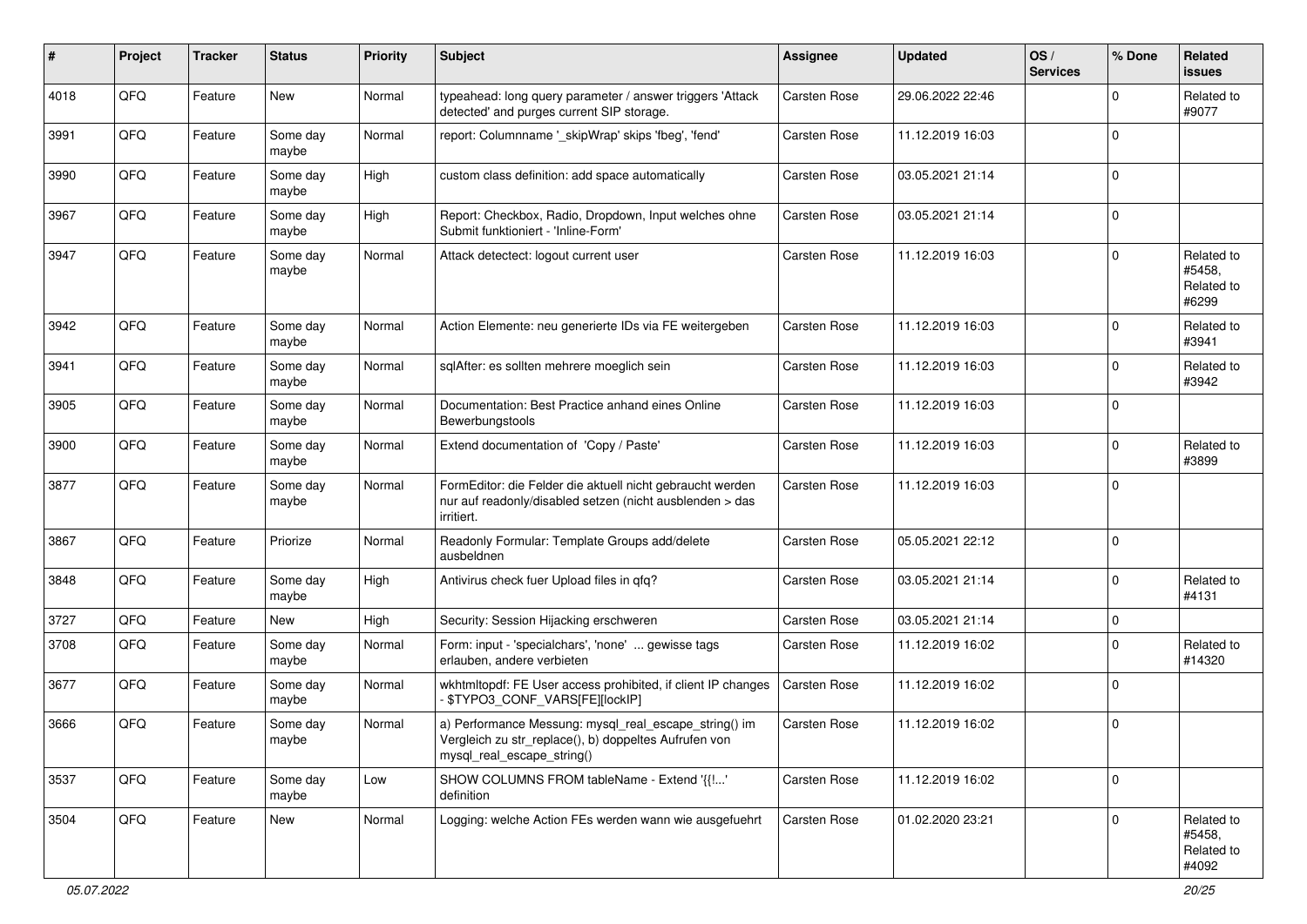| # | Project | Tracker | Status | Priority | Subject | Assignee | Updated | OS / Services | % Done | Related issues |
|---|---|---|---|---|---|---|---|---|---|---|
| 4018 | QFQ | Feature | New | Normal | typeahead: long query parameter / answer triggers 'Attack detected' and purges current SIP storage. | Carsten Rose | 29.06.2022 22:46 | | 0 | Related to #9077 |
| 3991 | QFQ | Feature | Some day maybe | Normal | report: Columnname '_skipWrap' skips 'fbeg', 'fend' | Carsten Rose | 11.12.2019 16:03 | | 0 | |
| 3990 | QFQ | Feature | Some day maybe | High | custom class definition: add space automatically | Carsten Rose | 03.05.2021 21:14 | | 0 | |
| 3967 | QFQ | Feature | Some day maybe | High | Report: Checkbox, Radio, Dropdown, Input welches ohne Submit funktioniert - 'Inline-Form' | Carsten Rose | 03.05.2021 21:14 | | 0 | |
| 3947 | QFQ | Feature | Some day maybe | Normal | Attack detectect: logout current user | Carsten Rose | 11.12.2019 16:03 | | 0 | Related to #5458, Related to #6299 |
| 3942 | QFQ | Feature | Some day maybe | Normal | Action Elemente: neu generierte IDs via FE weitergeben | Carsten Rose | 11.12.2019 16:03 | | 0 | Related to #3941 |
| 3941 | QFQ | Feature | Some day maybe | Normal | sqlAfter: es sollten mehrere moeglich sein | Carsten Rose | 11.12.2019 16:03 | | 0 | Related to #3942 |
| 3905 | QFQ | Feature | Some day maybe | Normal | Documentation: Best Practice anhand eines Online Bewerbungstools | Carsten Rose | 11.12.2019 16:03 | | 0 | |
| 3900 | QFQ | Feature | Some day maybe | Normal | Extend documentation of 'Copy / Paste' | Carsten Rose | 11.12.2019 16:03 | | 0 | Related to #3899 |
| 3877 | QFQ | Feature | Some day maybe | Normal | FormEditor: die Felder die aktuell nicht gebraucht werden nur auf readonly/disabled setzen (nicht ausblenden > das irritiert. | Carsten Rose | 11.12.2019 16:03 | | 0 | |
| 3867 | QFQ | Feature | Priorize | Normal | Readonly Formular: Template Groups add/delete ausbeldnen | Carsten Rose | 05.05.2021 22:12 | | 0 | |
| 3848 | QFQ | Feature | Some day maybe | High | Antivirus check fuer Upload files in qfq? | Carsten Rose | 03.05.2021 21:14 | | 0 | Related to #4131 |
| 3727 | QFQ | Feature | New | High | Security: Session Hijacking erschweren | Carsten Rose | 03.05.2021 21:14 | | 0 | |
| 3708 | QFQ | Feature | Some day maybe | Normal | Form: input - 'specialchars', 'none' ... gewisse tags erlauben, andere verbieten | Carsten Rose | 11.12.2019 16:02 | | 0 | Related to #14320 |
| 3677 | QFQ | Feature | Some day maybe | Normal | wkhtmltopdf: FE User access prohibited, if client IP changes - $TYPO3_CONF_VARS[FE][lockIP] | Carsten Rose | 11.12.2019 16:02 | | 0 | |
| 3666 | QFQ | Feature | Some day maybe | Normal | a) Performance Messung: mysql_real_escape_string() im Vergleich zu str_replace(), b) doppeltes Aufrufen von mysql_real_escape_string() | Carsten Rose | 11.12.2019 16:02 | | 0 | |
| 3537 | QFQ | Feature | Some day maybe | Low | SHOW COLUMNS FROM tableName - Extend '{{!...' definition | Carsten Rose | 11.12.2019 16:02 | | 0 | |
| 3504 | QFQ | Feature | New | Normal | Logging: welche Action FEs werden wann wie ausgefuehrt | Carsten Rose | 01.02.2020 23:21 | | 0 | Related to #5458, Related to #4092 |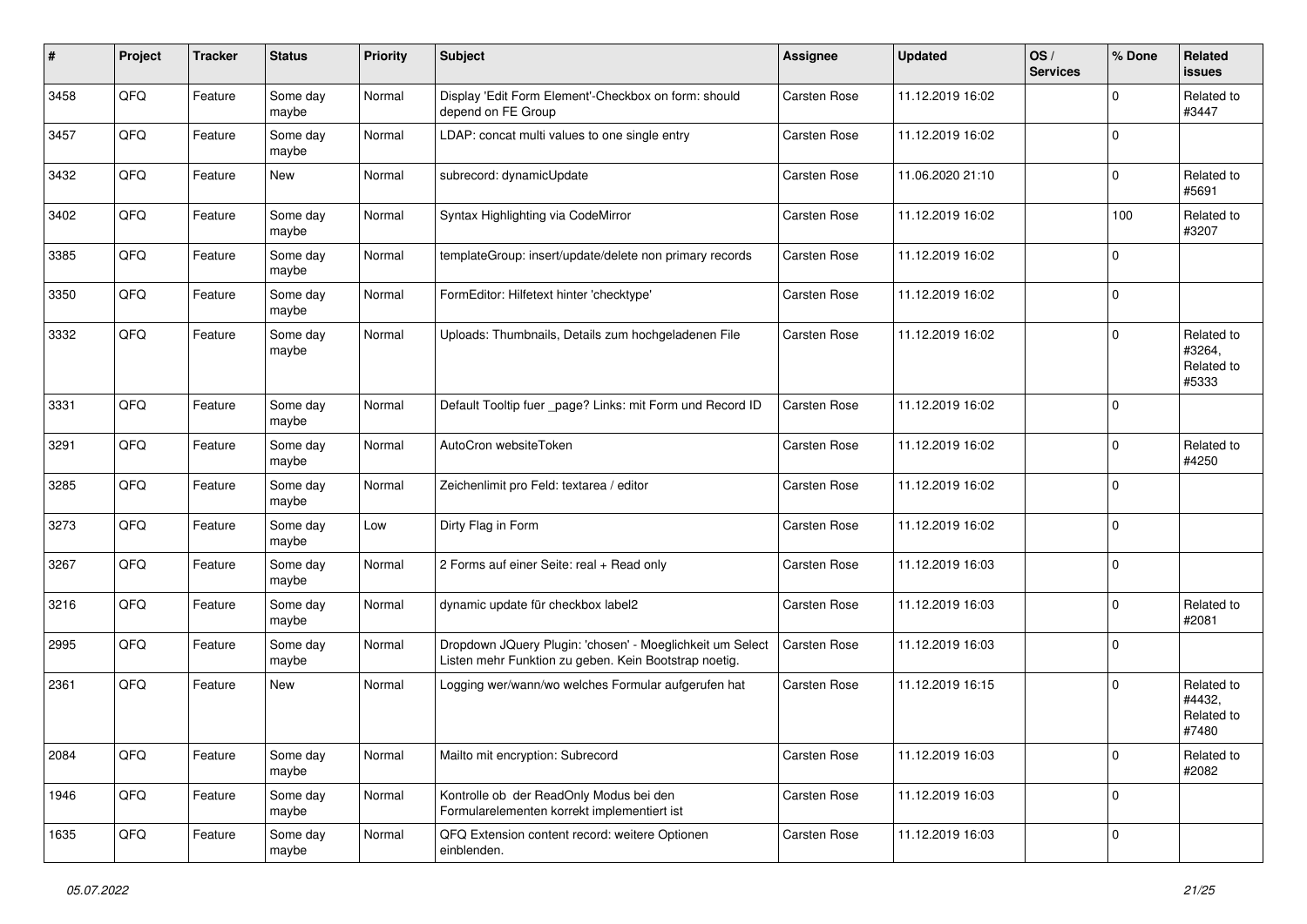| # | Project | Tracker | Status | Priority | Subject | Assignee | Updated | OS / Services | % Done | Related issues |
|---|---|---|---|---|---|---|---|---|---|---|
| 3458 | QFQ | Feature | Some day maybe | Normal | Display 'Edit Form Element'-Checkbox on form: should depend on FE Group | Carsten Rose | 11.12.2019 16:02 | | 0 | Related to #3447 |
| 3457 | QFQ | Feature | Some day maybe | Normal | LDAP: concat multi values to one single entry | Carsten Rose | 11.12.2019 16:02 | | 0 | |
| 3432 | QFQ | Feature | New | Normal | subrecord: dynamicUpdate | Carsten Rose | 11.06.2020 21:10 | | 0 | Related to #5691 |
| 3402 | QFQ | Feature | Some day maybe | Normal | Syntax Highlighting via CodeMirror | Carsten Rose | 11.12.2019 16:02 | | 100 | Related to #3207 |
| 3385 | QFQ | Feature | Some day maybe | Normal | templateGroup: insert/update/delete non primary records | Carsten Rose | 11.12.2019 16:02 | | 0 | |
| 3350 | QFQ | Feature | Some day maybe | Normal | FormEditor: Hilfetext hinter 'checktype' | Carsten Rose | 11.12.2019 16:02 | | 0 | |
| 3332 | QFQ | Feature | Some day maybe | Normal | Uploads: Thumbnails, Details zum hochgeladenen File | Carsten Rose | 11.12.2019 16:02 | | 0 | Related to #3264, Related to #5333 |
| 3331 | QFQ | Feature | Some day maybe | Normal | Default Tooltip fuer _page? Links: mit Form und Record ID | Carsten Rose | 11.12.2019 16:02 | | 0 | |
| 3291 | QFQ | Feature | Some day maybe | Normal | AutoCron websiteToken | Carsten Rose | 11.12.2019 16:02 | | 0 | Related to #4250 |
| 3285 | QFQ | Feature | Some day maybe | Normal | Zeichenlimit pro Feld: textarea / editor | Carsten Rose | 11.12.2019 16:02 | | 0 | |
| 3273 | QFQ | Feature | Some day maybe | Low | Dirty Flag in Form | Carsten Rose | 11.12.2019 16:02 | | 0 | |
| 3267 | QFQ | Feature | Some day maybe | Normal | 2 Forms auf einer Seite: real + Read only | Carsten Rose | 11.12.2019 16:03 | | 0 | |
| 3216 | QFQ | Feature | Some day maybe | Normal | dynamic update für checkbox label2 | Carsten Rose | 11.12.2019 16:03 | | 0 | Related to #2081 |
| 2995 | QFQ | Feature | Some day maybe | Normal | Dropdown JQuery Plugin: 'chosen' - Moeglichkeit um Select Listen mehr Funktion zu geben. Kein Bootstrap noetig. | Carsten Rose | 11.12.2019 16:03 | | 0 | |
| 2361 | QFQ | Feature | New | Normal | Logging wer/wann/wo welches Formular aufgerufen hat | Carsten Rose | 11.12.2019 16:15 | | 0 | Related to #4432, Related to #7480 |
| 2084 | QFQ | Feature | Some day maybe | Normal | Mailto mit encryption: Subrecord | Carsten Rose | 11.12.2019 16:03 | | 0 | Related to #2082 |
| 1946 | QFQ | Feature | Some day maybe | Normal | Kontrolle ob der ReadOnly Modus bei den Formularelementen korrekt implementiert ist | Carsten Rose | 11.12.2019 16:03 | | 0 | |
| 1635 | QFQ | Feature | Some day maybe | Normal | QFQ Extension content record: weitere Optionen einblenden. | Carsten Rose | 11.12.2019 16:03 | | 0 | |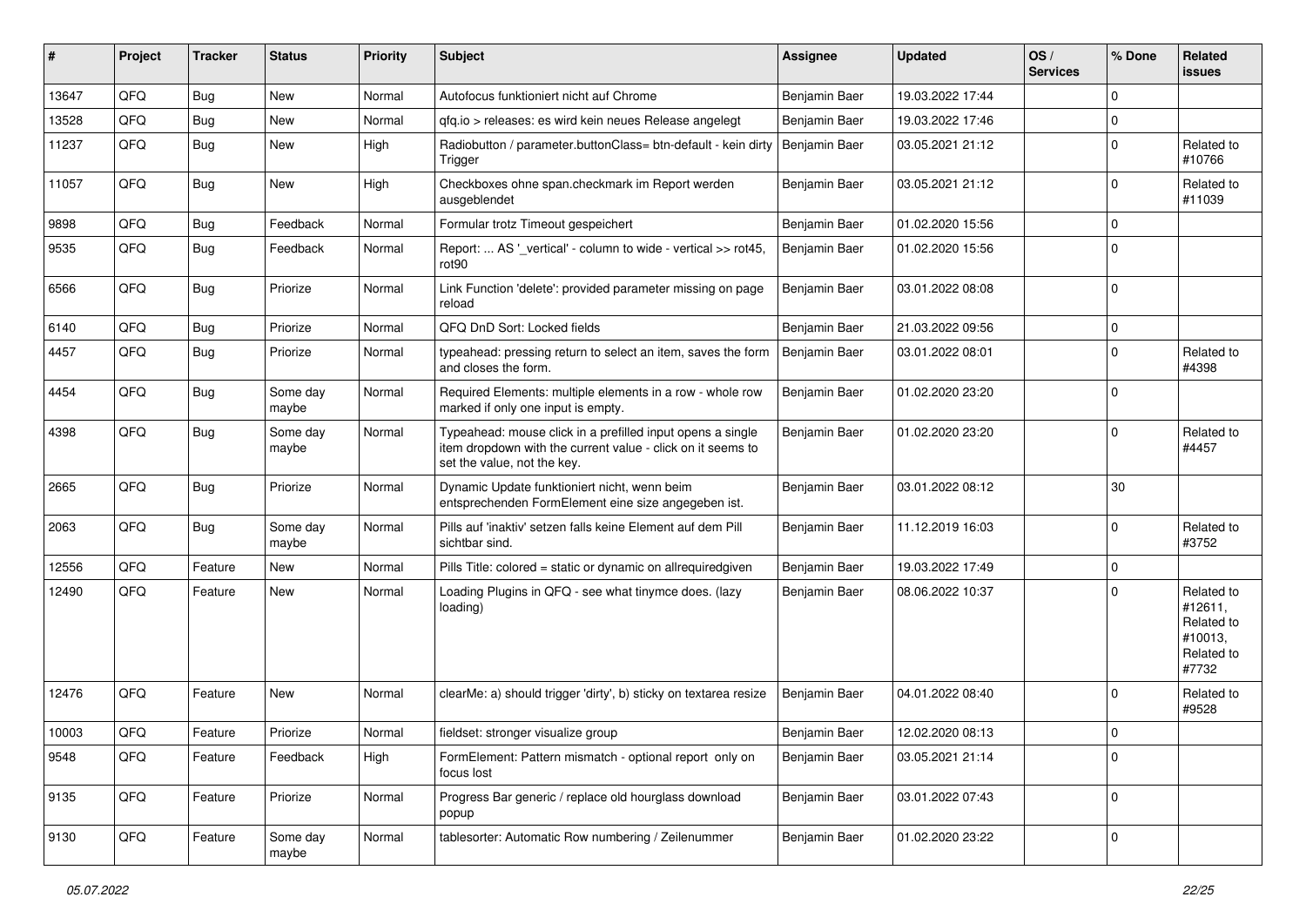| # | Project | Tracker | Status | Priority | Subject | Assignee | Updated | OS / Services | % Done | Related issues |
|---|---|---|---|---|---|---|---|---|---|---|
| 13647 | QFQ | Bug | New | Normal | Autofocus funktioniert nicht auf Chrome | Benjamin Baer | 19.03.2022 17:44 | | 0 | |
| 13528 | QFQ | Bug | New | Normal | qfq.io > releases: es wird kein neues Release angelegt | Benjamin Baer | 19.03.2022 17:46 | | 0 | |
| 11237 | QFQ | Bug | New | High | Radiobutton / parameter.buttonClass= btn-default - kein dirty Trigger | Benjamin Baer | 03.05.2021 21:12 | | 0 | Related to #10766 |
| 11057 | QFQ | Bug | New | High | Checkboxes ohne span.checkmark im Report werden ausgeblendet | Benjamin Baer | 03.05.2021 21:12 | | 0 | Related to #11039 |
| 9898 | QFQ | Bug | Feedback | Normal | Formular trotz Timeout gespeichert | Benjamin Baer | 01.02.2020 15:56 | | 0 | |
| 9535 | QFQ | Bug | Feedback | Normal | Report: ... AS '_vertical' - column to wide - vertical >> rot45, rot90 | Benjamin Baer | 01.02.2020 15:56 | | 0 | |
| 6566 | QFQ | Bug | Priorize | Normal | Link Function 'delete': provided parameter missing on page reload | Benjamin Baer | 03.01.2022 08:08 | | 0 | |
| 6140 | QFQ | Bug | Priorize | Normal | QFQ DnD Sort: Locked fields | Benjamin Baer | 21.03.2022 09:56 | | 0 | |
| 4457 | QFQ | Bug | Priorize | Normal | typeahead: pressing return to select an item, saves the form and closes the form. | Benjamin Baer | 03.01.2022 08:01 | | 0 | Related to #4398 |
| 4454 | QFQ | Bug | Some day maybe | Normal | Required Elements: multiple elements in a row - whole row marked if only one input is empty. | Benjamin Baer | 01.02.2020 23:20 | | 0 | |
| 4398 | QFQ | Bug | Some day maybe | Normal | Typeahead: mouse click in a prefilled input opens a single item dropdown with the current value - click on it seems to set the value, not the key. | Benjamin Baer | 01.02.2020 23:20 | | 0 | Related to #4457 |
| 2665 | QFQ | Bug | Priorize | Normal | Dynamic Update funktioniert nicht, wenn beim entsprechenden FormElement eine size angegeben ist. | Benjamin Baer | 03.01.2022 08:12 | | 30 | |
| 2063 | QFQ | Bug | Some day maybe | Normal | Pills auf 'inaktiv' setzen falls keine Element auf dem Pill sichtbar sind. | Benjamin Baer | 11.12.2019 16:03 | | 0 | Related to #3752 |
| 12556 | QFQ | Feature | New | Normal | Pills Title: colored = static or dynamic on allrequiredgiven | Benjamin Baer | 19.03.2022 17:49 | | 0 | |
| 12490 | QFQ | Feature | New | Normal | Loading Plugins in QFQ - see what tinymce does. (lazy loading) | Benjamin Baer | 08.06.2022 10:37 | | 0 | Related to #12611, Related to #10013, Related to #7732 |
| 12476 | QFQ | Feature | New | Normal | clearMe: a) should trigger 'dirty', b) sticky on textarea resize | Benjamin Baer | 04.01.2022 08:40 | | 0 | Related to #9528 |
| 10003 | QFQ | Feature | Priorize | Normal | fieldset: stronger visualize group | Benjamin Baer | 12.02.2020 08:13 | | 0 | |
| 9548 | QFQ | Feature | Feedback | High | FormElement: Pattern mismatch - optional report only on focus lost | Benjamin Baer | 03.05.2021 21:14 | | 0 | |
| 9135 | QFQ | Feature | Priorize | Normal | Progress Bar generic / replace old hourglass download popup | Benjamin Baer | 03.01.2022 07:43 | | 0 | |
| 9130 | QFQ | Feature | Some day maybe | Normal | tablesorter: Automatic Row numbering / Zeilenummer | Benjamin Baer | 01.02.2020 23:22 | | 0 | |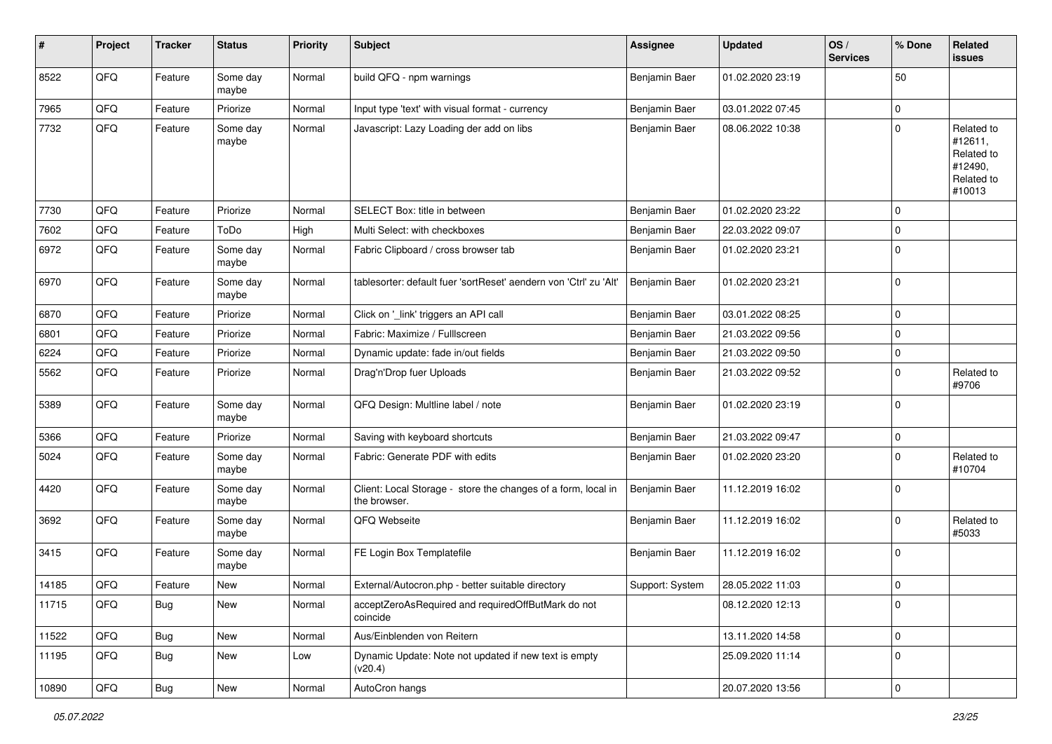| # | Project | Tracker | Status | Priority | Subject | Assignee | Updated | OS / Services | % Done | Related issues |
|---|---|---|---|---|---|---|---|---|---|---|
| 8522 | QFQ | Feature | Some day maybe | Normal | build QFQ - npm warnings | Benjamin Baer | 01.02.2020 23:19 | | 50 | |
| 7965 | QFQ | Feature | Priorize | Normal | Input type 'text' with visual format - currency | Benjamin Baer | 03.01.2022 07:45 | | 0 | |
| 7732 | QFQ | Feature | Some day maybe | Normal | Javascript: Lazy Loading der add on libs | Benjamin Baer | 08.06.2022 10:38 | | 0 | Related to #12611, Related to #12490, Related to #10013 |
| 7730 | QFQ | Feature | Priorize | Normal | SELECT Box: title in between | Benjamin Baer | 01.02.2020 23:22 | | 0 | |
| 7602 | QFQ | Feature | ToDo | High | Multi Select: with checkboxes | Benjamin Baer | 22.03.2022 09:07 | | 0 | |
| 6972 | QFQ | Feature | Some day maybe | Normal | Fabric Clipboard / cross browser tab | Benjamin Baer | 01.02.2020 23:21 | | 0 | |
| 6970 | QFQ | Feature | Some day maybe | Normal | tablesorter: default fuer 'sortReset' aendern von 'Ctrl' zu 'Alt' | Benjamin Baer | 01.02.2020 23:21 | | 0 | |
| 6870 | QFQ | Feature | Priorize | Normal | Click on '_link' triggers an API call | Benjamin Baer | 03.01.2022 08:25 | | 0 | |
| 6801 | QFQ | Feature | Priorize | Normal | Fabric: Maximize / Fulllscreen | Benjamin Baer | 21.03.2022 09:56 | | 0 | |
| 6224 | QFQ | Feature | Priorize | Normal | Dynamic update: fade in/out fields | Benjamin Baer | 21.03.2022 09:50 | | 0 | |
| 5562 | QFQ | Feature | Priorize | Normal | Drag'n'Drop fuer Uploads | Benjamin Baer | 21.03.2022 09:52 | | 0 | Related to #9706 |
| 5389 | QFQ | Feature | Some day maybe | Normal | QFQ Design: Multline label / note | Benjamin Baer | 01.02.2020 23:19 | | 0 | |
| 5366 | QFQ | Feature | Priorize | Normal | Saving with keyboard shortcuts | Benjamin Baer | 21.03.2022 09:47 | | 0 | |
| 5024 | QFQ | Feature | Some day maybe | Normal | Fabric: Generate PDF with edits | Benjamin Baer | 01.02.2020 23:20 | | 0 | Related to #10704 |
| 4420 | QFQ | Feature | Some day maybe | Normal | Client: Local Storage - store the changes of a form, local in the browser. | Benjamin Baer | 11.12.2019 16:02 | | 0 | |
| 3692 | QFQ | Feature | Some day maybe | Normal | QFQ Webseite | Benjamin Baer | 11.12.2019 16:02 | | 0 | Related to #5033 |
| 3415 | QFQ | Feature | Some day maybe | Normal | FE Login Box Templatefile | Benjamin Baer | 11.12.2019 16:02 | | 0 | |
| 14185 | QFQ | Feature | New | Normal | External/Autocron.php - better suitable directory | Support: System | 28.05.2022 11:03 | | 0 | |
| 11715 | QFQ | Bug | New | Normal | acceptZeroAsRequired and requiredOffButMark do not coincide | | 08.12.2020 12:13 | | 0 | |
| 11522 | QFQ | Bug | New | Normal | Aus/Einblenden von Reitern | | 13.11.2020 14:58 | | 0 | |
| 11195 | QFQ | Bug | New | Low | Dynamic Update: Note not updated if new text is empty (v20.4) | | 25.09.2020 11:14 | | 0 | |
| 10890 | QFQ | Bug | New | Normal | AutoCron hangs | | 20.07.2020 13:56 | | 0 | |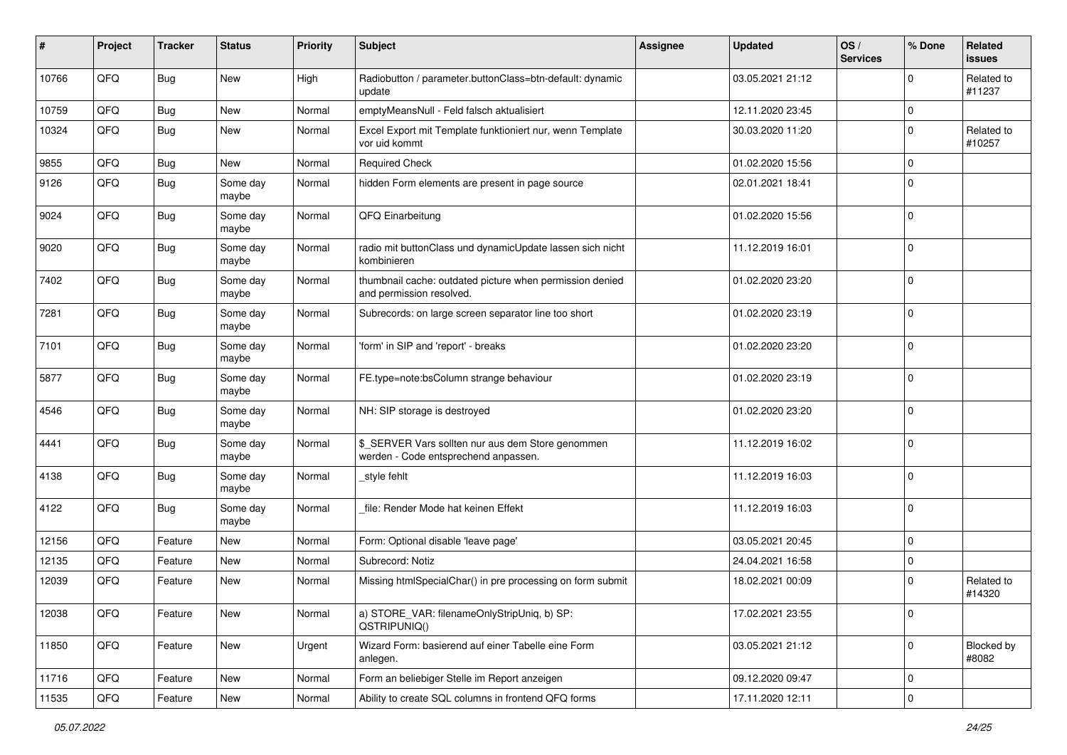| # | Project | Tracker | Status | Priority | Subject | Assignee | Updated | OS / Services | % Done | Related issues |
|---|---|---|---|---|---|---|---|---|---|---|
| 10766 | QFQ | Bug | New | High | Radiobutton / parameter.buttonClass=btn-default: dynamic update | | 03.05.2021 21:12 | | 0 | Related to #11237 |
| 10759 | QFQ | Bug | New | Normal | emptyMeansNull - Feld falsch aktualisiert | | 12.11.2020 23:45 | | 0 | |
| 10324 | QFQ | Bug | New | Normal | Excel Export mit Template funktioniert nur, wenn Template vor uid kommt | | 30.03.2020 11:20 | | 0 | Related to #10257 |
| 9855 | QFQ | Bug | New | Normal | Required Check | | 01.02.2020 15:56 | | 0 | |
| 9126 | QFQ | Bug | Some day maybe | Normal | hidden Form elements are present in page source | | 02.01.2021 18:41 | | 0 | |
| 9024 | QFQ | Bug | Some day maybe | Normal | QFQ Einarbeitung | | 01.02.2020 15:56 | | 0 | |
| 9020 | QFQ | Bug | Some day maybe | Normal | radio mit buttonClass und dynamicUpdate lassen sich nicht kombinieren | | 11.12.2019 16:01 | | 0 | |
| 7402 | QFQ | Bug | Some day maybe | Normal | thumbnail cache: outdated picture when permission denied and permission resolved. | | 01.02.2020 23:20 | | 0 | |
| 7281 | QFQ | Bug | Some day maybe | Normal | Subrecords: on large screen separator line too short | | 01.02.2020 23:19 | | 0 | |
| 7101 | QFQ | Bug | Some day maybe | Normal | 'form' in SIP and 'report' - breaks | | 01.02.2020 23:20 | | 0 | |
| 5877 | QFQ | Bug | Some day maybe | Normal | FE.type=note:bsColumn strange behaviour | | 01.02.2020 23:19 | | 0 | |
| 4546 | QFQ | Bug | Some day maybe | Normal | NH: SIP storage is destroyed | | 01.02.2020 23:20 | | 0 | |
| 4441 | QFQ | Bug | Some day maybe | Normal | $_SERVER Vars sollten nur aus dem Store genommen werden - Code entsprechend anpassen. | | 11.12.2019 16:02 | | 0 | |
| 4138 | QFQ | Bug | Some day maybe | Normal | _style fehlt | | 11.12.2019 16:03 | | 0 | |
| 4122 | QFQ | Bug | Some day maybe | Normal | _file: Render Mode hat keinen Effekt | | 11.12.2019 16:03 | | 0 | |
| 12156 | QFQ | Feature | New | Normal | Form: Optional disable 'leave page' | | 03.05.2021 20:45 | | 0 | |
| 12135 | QFQ | Feature | New | Normal | Subrecord: Notiz | | 24.04.2021 16:58 | | 0 | |
| 12039 | QFQ | Feature | New | Normal | Missing htmlSpecialChar() in pre processing on form submit | | 18.02.2021 00:09 | | 0 | Related to #14320 |
| 12038 | QFQ | Feature | New | Normal | a) STORE_VAR: filenameOnlyStripUniq, b) SP: QSTRIPUNIQ() | | 17.02.2021 23:55 | | 0 | |
| 11850 | QFQ | Feature | New | Urgent | Wizard Form: basierend auf einer Tabelle eine Form anlegen. | | 03.05.2021 21:12 | | 0 | Blocked by #8082 |
| 11716 | QFQ | Feature | New | Normal | Form an beliebiger Stelle im Report anzeigen | | 09.12.2020 09:47 | | 0 | |
| 11535 | QFQ | Feature | New | Normal | Ability to create SQL columns in frontend QFQ forms | | 17.11.2020 12:11 | | 0 | |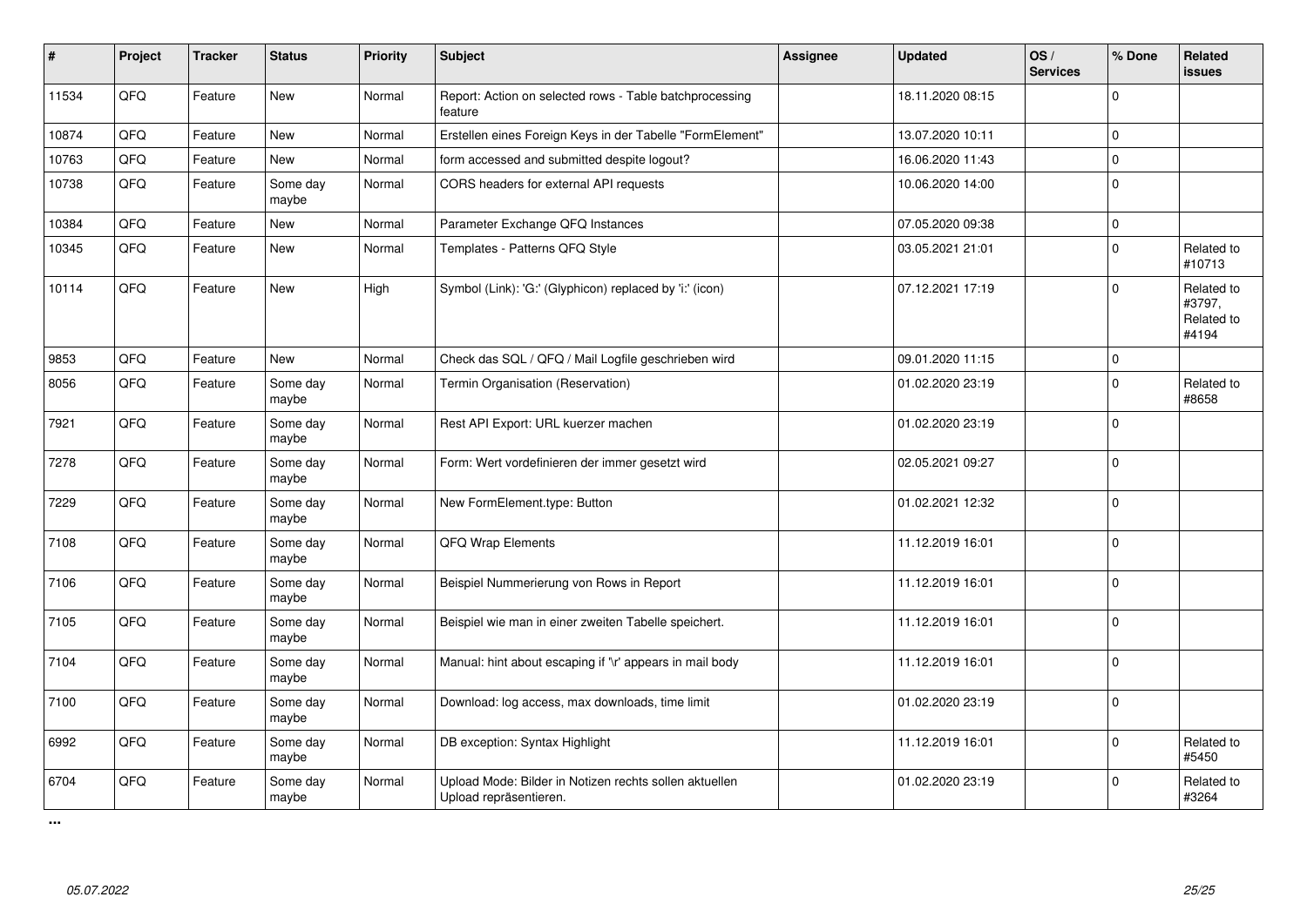| # | Project | Tracker | Status | Priority | Subject | Assignee | Updated | OS / Services | % Done | Related issues |
|---|---|---|---|---|---|---|---|---|---|---|
| 11534 | QFQ | Feature | New | Normal | Report: Action on selected rows - Table batchprocessing feature | | 18.11.2020 08:15 | | 0 | |
| 10874 | QFQ | Feature | New | Normal | Erstellen eines Foreign Keys in der Tabelle "FormElement" | | 13.07.2020 10:11 | | 0 | |
| 10763 | QFQ | Feature | New | Normal | form accessed and submitted despite logout? | | 16.06.2020 11:43 | | 0 | |
| 10738 | QFQ | Feature | Some day maybe | Normal | CORS headers for external API requests | | 10.06.2020 14:00 | | 0 | |
| 10384 | QFQ | Feature | New | Normal | Parameter Exchange QFQ Instances | | 07.05.2020 09:38 | | 0 | |
| 10345 | QFQ | Feature | New | Normal | Templates - Patterns QFQ Style | | 03.05.2021 21:01 | | 0 | Related to #10713 |
| 10114 | QFQ | Feature | New | High | Symbol (Link): 'G:' (Glyphicon) replaced by 'i:' (icon) | | 07.12.2021 17:19 | | 0 | Related to #3797, Related to #4194 |
| 9853 | QFQ | Feature | New | Normal | Check das SQL / QFQ / Mail Logfile geschrieben wird | | 09.01.2020 11:15 | | 0 | |
| 8056 | QFQ | Feature | Some day maybe | Normal | Termin Organisation (Reservation) | | 01.02.2020 23:19 | | 0 | Related to #8658 |
| 7921 | QFQ | Feature | Some day maybe | Normal | Rest API Export: URL kuerzer machen | | 01.02.2020 23:19 | | 0 | |
| 7278 | QFQ | Feature | Some day maybe | Normal | Form: Wert vordefinieren der immer gesetzt wird | | 02.05.2021 09:27 | | 0 | |
| 7229 | QFQ | Feature | Some day maybe | Normal | New FormElement.type: Button | | 01.02.2021 12:32 | | 0 | |
| 7108 | QFQ | Feature | Some day maybe | Normal | QFQ Wrap Elements | | 11.12.2019 16:01 | | 0 | |
| 7106 | QFQ | Feature | Some day maybe | Normal | Beispiel Nummerierung von Rows in Report | | 11.12.2019 16:01 | | 0 | |
| 7105 | QFQ | Feature | Some day maybe | Normal | Beispiel wie man in einer zweiten Tabelle speichert. | | 11.12.2019 16:01 | | 0 | |
| 7104 | QFQ | Feature | Some day maybe | Normal | Manual: hint about escaping if '\r' appears in mail body | | 11.12.2019 16:01 | | 0 | |
| 7100 | QFQ | Feature | Some day maybe | Normal | Download: log access, max downloads, time limit | | 01.02.2020 23:19 | | 0 | |
| 6992 | QFQ | Feature | Some day maybe | Normal | DB exception: Syntax Highlight | | 11.12.2019 16:01 | | 0 | Related to #5450 |
| 6704 | QFQ | Feature | Some day maybe | Normal | Upload Mode: Bilder in Notizen rechts sollen aktuellen Upload repräsentieren. | | 01.02.2020 23:19 | | 0 | Related to #3264 |

...